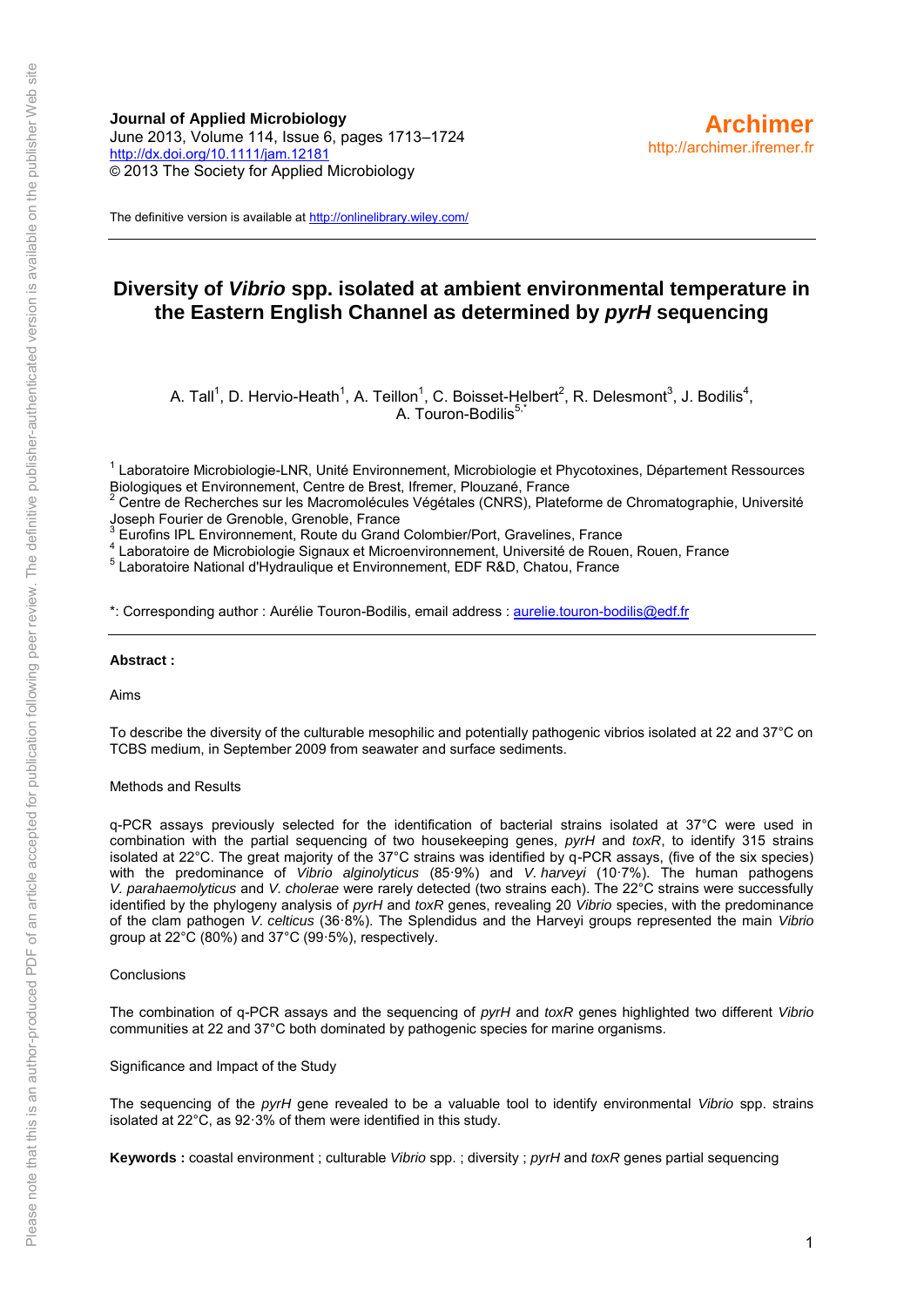**Journal of Applied Microbiology**
June 2013, Volume 114, Issue 6, pages 1713–1724
http://dx.doi.org/10.1111/jam.12181
© 2013 The Society for Applied Microbiology

**Archimer**
http://archimer.ifremer.fr

The definitive version is available at http://onlinelibrary.wiley.com/

# Diversity of *Vibrio* spp. isolated at ambient environmental temperature in the Eastern English Channel as determined by *pyrH* sequencing

A. Tall[1], D. Hervio-Heath[1], A. Teillon[1], C. Boisset-Helbert[2], R. Delesmont[3], J. Bodilis[4], A. Touron-Bodilis[5,*]

[1] Laboratoire Microbiologie-LNR, Unité Environnement, Microbiologie et Phycotoxines, Département Ressources Biologiques et Environnement, Centre de Brest, Ifremer, Plouzané, France
[2] Centre de Recherches sur les Macromolécules Végétales (CNRS), Plateforme de Chromatographie, Université Joseph Fourier de Grenoble, Grenoble, France
[3] Eurofins IPL Environnement, Route du Grand Colombier/Port, Gravelines, France
[4] Laboratoire de Microbiologie Signaux et Microenvironnement, Université de Rouen, Rouen, France
[5] Laboratoire National d'Hydraulique et Environnement, EDF R&D, Chatou, France

*: Corresponding author : Aurélie Touron-Bodilis, email address : aurelie.touron-bodilis@edf.fr

**Abstract :**

Aims

To describe the diversity of the culturable mesophilic and potentially pathogenic vibrios isolated at 22 and 37°C on TCBS medium, in September 2009 from seawater and surface sediments.

Methods and Results

q-PCR assays previously selected for the identification of bacterial strains isolated at 37°C were used in combination with the partial sequencing of two housekeeping genes, *pyrH* and *toxR*, to identify 315 strains isolated at 22°C. The great majority of the 37°C strains was identified by q-PCR assays, (five of the six species) with the predominance of *Vibrio alginolyticus* (85·9%) and *V. harveyi* (10·7%). The human pathogens *V. parahaemolyticus* and *V. cholerae* were rarely detected (two strains each). The 22°C strains were successfully identified by the phylogeny analysis of *pyrH* and *toxR* genes, revealing 20 *Vibrio* species, with the predominance of the clam pathogen *V. celticus* (36·8%). The Splendidus and the Harveyi groups represented the main *Vibrio* group at 22°C (80%) and 37°C (99·5%), respectively.

Conclusions

The combination of q-PCR assays and the sequencing of *pyrH* and *toxR* genes highlighted two different *Vibrio* communities at 22 and 37°C both dominated by pathogenic species for marine organisms.

Significance and Impact of the Study

The sequencing of the *pyrH* gene revealed to be a valuable tool to identify environmental *Vibrio* spp. strains isolated at 22°C, as 92·3% of them were identified in this study.

**Keywords :** coastal environment ; culturable *Vibrio* spp. ; diversity ; *pyrH* and *toxR* genes partial sequencing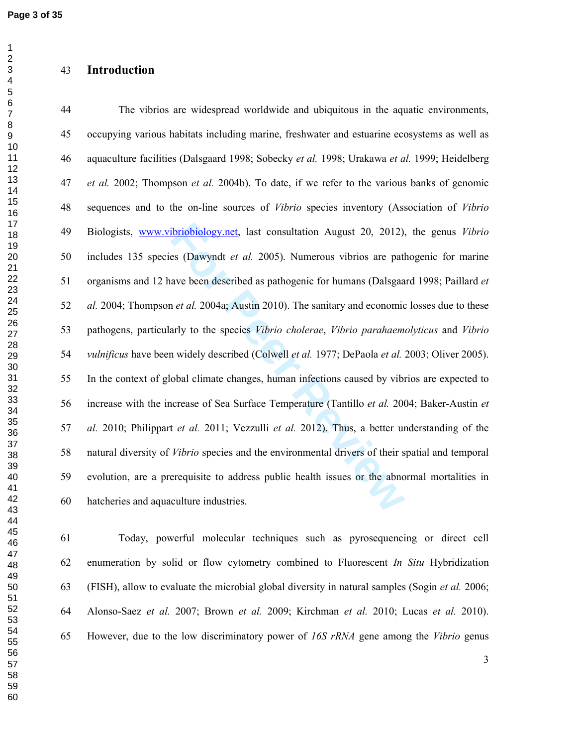# Introduction

The vibrios are widespread worldwide and ubiquitous in the aquatic environments, occupying various habitats including marine, freshwater and estuarine ecosystems as well as aquaculture facilities (Dalsgaard 1998; Sobecky *et al.* 1998; Urakawa *et al.* 1999; Heidelberg *et al.* 2002; Thompson *et al.* 2004b). To date, if we refer to the various banks of genomic sequences and to the on-line sources of *Vibrio* species inventory (Association of *Vibrio* Biologists, www.vibriobiology.net, last consultation August 20, 2012), the genus *Vibrio* includes 135 species (Dawyndt *et al.* 2005). Numerous vibrios are pathogenic for marine organisms and 12 have been described as pathogenic for humans (Dalsgaard 1998; Paillard *et al.* 2004; Thompson *et al.* 2004a; Austin 2010). The sanitary and economic losses due to these pathogens, particularly to the species *Vibrio cholerae*, *Vibrio parahaemolyticus* and *Vibrio vulnificus* have been widely described (Colwell *et al.* 1977; DePaola *et al.* 2003; Oliver 2005). In the context of global climate changes, human infections caused by vibrios are expected to increase with the increase of Sea Surface Temperature (Tantillo *et al.* 2004; Baker-Austin *et al.* 2010; Philippart *et al.* 2011; Vezzulli *et al.* 2012). Thus, a better understanding of the natural diversity of *Vibrio* species and the environmental drivers of their spatial and temporal evolution, are a prerequisite to address public health issues or the abnormal mortalities in hatcheries and aquaculture industries.

Today, powerful molecular techniques such as pyrosequencing or direct cell enumeration by solid or flow cytometry combined to Fluorescent *In Situ* Hybridization (FISH), allow to evaluate the microbial global diversity in natural samples (Sogin *et al.* 2006; Alonso-Saez *et al.* 2007; Brown *et al.* 2009; Kirchman *et al.* 2010; Lucas *et al.* 2010). However, due to the low discriminatory power of *16S rRNA* gene among the *Vibrio* genus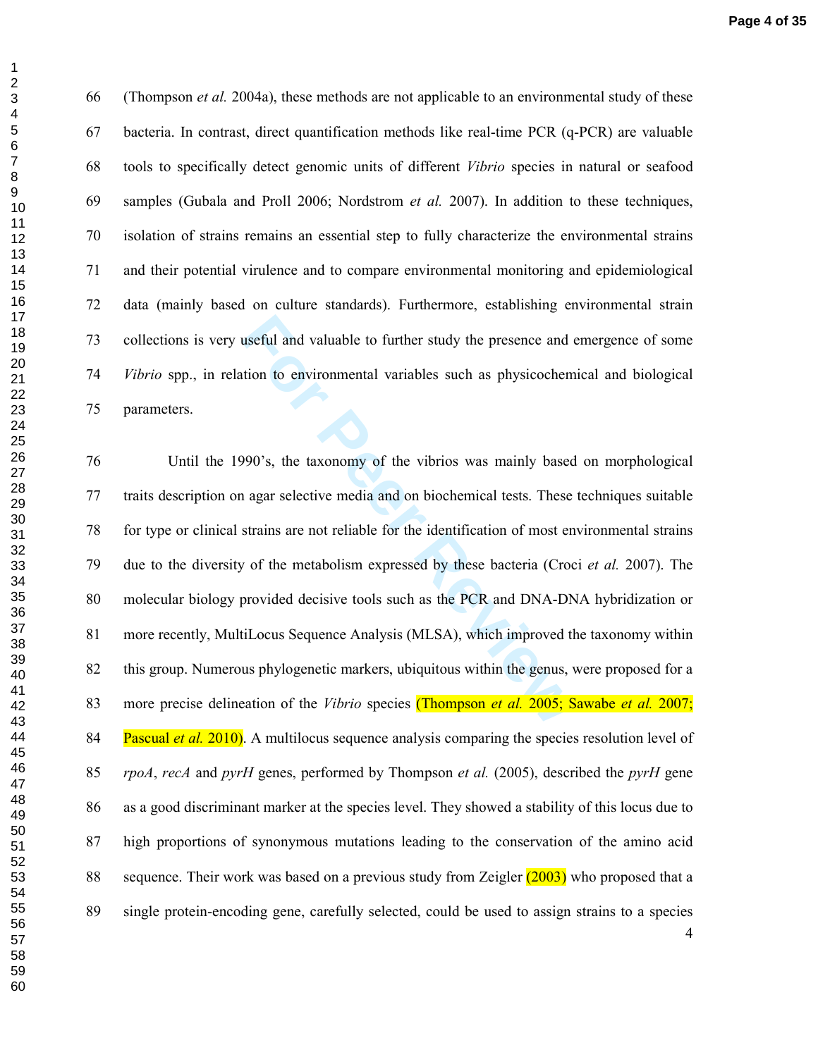(Thompson *et al.* 2004a), these methods are not applicable to an environmental study of these bacteria. In contrast, direct quantification methods like real-time PCR (q-PCR) are valuable tools to specifically detect genomic units of different *Vibrio* species in natural or seafood samples (Gubala and Proll 2006; Nordstrom *et al.* 2007). In addition to these techniques, isolation of strains remains an essential step to fully characterize the environmental strains and their potential virulence and to compare environmental monitoring and epidemiological data (mainly based on culture standards). Furthermore, establishing environmental strain collections is very useful and valuable to further study the presence and emergence of some *Vibrio* spp., in relation to environmental variables such as physicochemical and biological parameters.

Until the 1990's, the taxonomy of the vibrios was mainly based on morphological traits description on agar selective media and on biochemical tests. These techniques suitable for type or clinical strains are not reliable for the identification of most environmental strains due to the diversity of the metabolism expressed by these bacteria (Croci *et al.* 2007). The molecular biology provided decisive tools such as the PCR and DNA-DNA hybridization or more recently, MultiLocus Sequence Analysis (MLSA), which improved the taxonomy within this group. Numerous phylogenetic markers, ubiquitous within the genus, were proposed for a more precise delineation of the *Vibrio* species (Thompson *et al.* 2005; Sawabe *et al.* 2007; Pascual *et al.* 2010). A multilocus sequence analysis comparing the species resolution level of *rpoA*, *recA* and *pyrH* genes, performed by Thompson *et al.* (2005), described the *pyrH* gene as a good discriminant marker at the species level. They showed a stability of this locus due to high proportions of synonymous mutations leading to the conservation of the amino acid sequence. Their work was based on a previous study from Zeigler (2003) who proposed that a single protein-encoding gene, carefully selected, could be used to assign strains to a species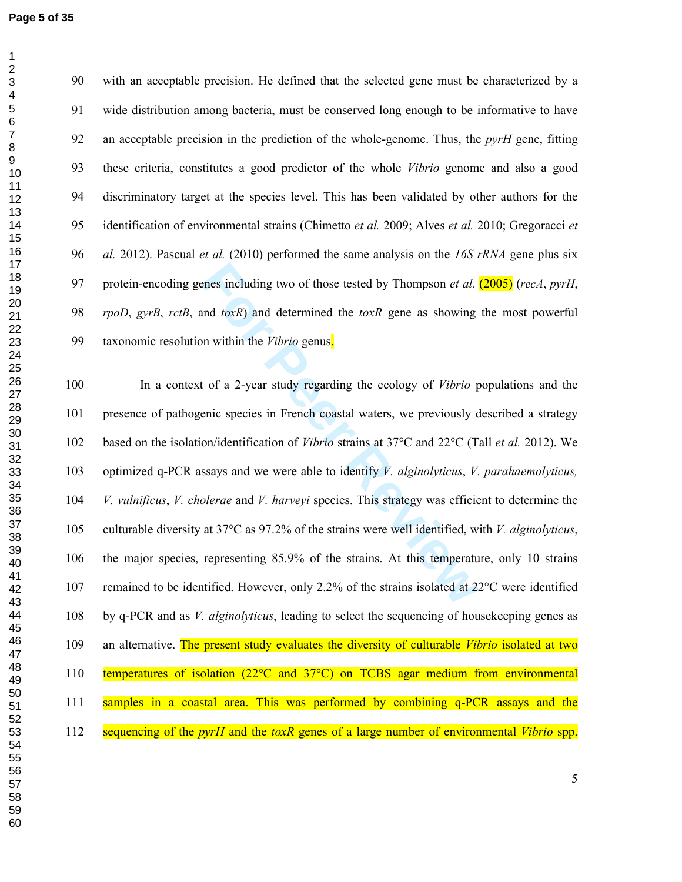with an acceptable precision. He defined that the selected gene must be characterized by a wide distribution among bacteria, must be conserved long enough to be informative to have an acceptable precision in the prediction of the whole-genome. Thus, the *pyrH* gene, fitting these criteria, constitutes a good predictor of the whole *Vibrio* genome and also a good discriminatory target at the species level. This has been validated by other authors for the identification of environmental strains (Chimetto *et al.* 2009; Alves *et al.* 2010; Gregoracci *et al.* 2012). Pascual *et al.* (2010) performed the same analysis on the *16S rRNA* gene plus six protein-encoding genes including two of those tested by Thompson *et al.* (2005) (*recA*, *pyrH*, *rpoD*, *gyrB*, *rctB*, and *toxR*) and determined the *toxR* gene as showing the most powerful taxonomic resolution within the *Vibrio* genus.

In a context of a 2-year study regarding the ecology of *Vibrio* populations and the presence of pathogenic species in French coastal waters, we previously described a strategy based on the isolation/identification of *Vibrio* strains at 37°C and 22°C (Tall *et al.* 2012). We optimized q-PCR assays and we were able to identify *V. alginolyticus*, *V. parahaemolyticus, V. vulnificus*, *V. cholerae* and *V. harveyi* species. This strategy was efficient to determine the culturable diversity at 37°C as 97.2% of the strains were well identified, with *V. alginolyticus*, the major species, representing 85.9% of the strains. At this temperature, only 10 strains remained to be identified. However, only 2.2% of the strains isolated at 22°C were identified by q-PCR and as *V. alginolyticus*, leading to select the sequencing of housekeeping genes as an alternative. The present study evaluates the diversity of culturable *Vibrio* isolated at two temperatures of isolation (22°C and 37°C) on TCBS agar medium from environmental samples in a coastal area. This was performed by combining q-PCR assays and the sequencing of the *pyrH* and the *toxR* genes of a large number of environmental *Vibrio* spp.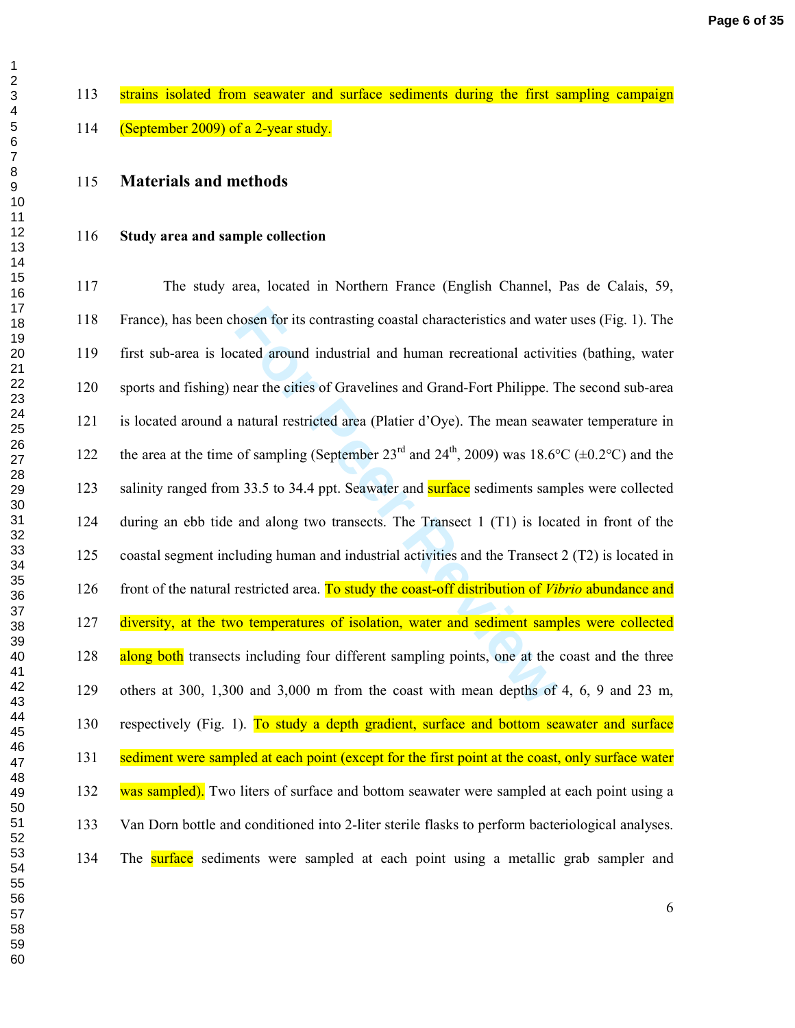strains isolated from seawater and surface sediments during the first sampling campaign (September 2009) of a 2-year study.

## Materials and methods

### Study area and sample collection

The study area, located in Northern France (English Channel, Pas de Calais, 59, France), has been chosen for its contrasting coastal characteristics and water uses (Fig. 1). The first sub-area is located around industrial and human recreational activities (bathing, water sports and fishing) near the cities of Gravelines and Grand-Fort Philippe. The second sub-area is located around a natural restricted area (Platier d'Oye). The mean seawater temperature in the area at the time of sampling (September 23rd and 24th, 2009) was 18.6°C (±0.2°C) and the salinity ranged from 33.5 to 34.4 ppt. Seawater and surface sediments samples were collected during an ebb tide and along two transects. The Transect 1 (T1) is located in front of the coastal segment including human and industrial activities and the Transect 2 (T2) is located in front of the natural restricted area. To study the coast-off distribution of *Vibrio* abundance and diversity, at the two temperatures of isolation, water and sediment samples were collected along both transects including four different sampling points, one at the coast and the three others at 300, 1,300 and 3,000 m from the coast with mean depths of 4, 6, 9 and 23 m, respectively (Fig. 1). To study a depth gradient, surface and bottom seawater and surface sediment were sampled at each point (except for the first point at the coast, only surface water was sampled). Two liters of surface and bottom seawater were sampled at each point using a Van Dorn bottle and conditioned into 2-liter sterile flasks to perform bacteriological analyses. The surface sediments were sampled at each point using a metallic grab sampler and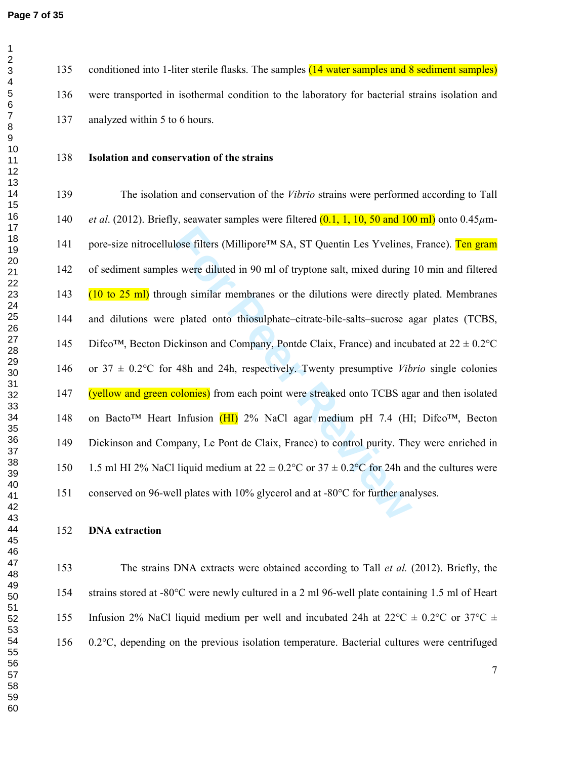conditioned into 1-liter sterile flasks. The samples (14 water samples and 8 sediment samples) were transported in isothermal condition to the laboratory for bacterial strains isolation and analyzed within 5 to 6 hours.

**Isolation and conservation of the strains**

The isolation and conservation of the *Vibrio* strains were performed according to Tall *et al*. (2012). Briefly, seawater samples were filtered (0.1, 1, 10, 50 and 100 ml) onto 0.45$\mu$m-pore-size nitrocellulose filters (Millipore™ SA, ST Quentin Les Yvelines, France). Ten gram of sediment samples were diluted in 90 ml of tryptone salt, mixed during 10 min and filtered (10 to 25 ml) through similar membranes or the dilutions were directly plated. Membranes and dilutions were plated onto thiosulphate–citrate-bile-salts–sucrose agar plates (TCBS, Difco™, Becton Dickinson and Company, Pontde Claix, France) and incubated at 22 ± 0.2°C or 37 ± 0.2°C for 48h and 24h, respectively. Twenty presumptive *Vibrio* single colonies (yellow and green colonies) from each point were streaked onto TCBS agar and then isolated on Bacto™ Heart Infusion (HI) 2% NaCl agar medium pH 7.4 (HI; Difco™, Becton Dickinson and Company, Le Pont de Claix, France) to control purity. They were enriched in 1.5 ml HI 2% NaCl liquid medium at 22 ± 0.2°C or 37 ± 0.2°C for 24h and the cultures were conserved on 96-well plates with 10% glycerol and at -80°C for further analyses.

**DNA extraction**

The strains DNA extracts were obtained according to Tall *et al.* (2012). Briefly, the strains stored at -80°C were newly cultured in a 2 ml 96-well plate containing 1.5 ml of Heart Infusion 2% NaCl liquid medium per well and incubated 24h at 22°C ± 0.2°C or 37°C ± 0.2°C, depending on the previous isolation temperature. Bacterial cultures were centrifuged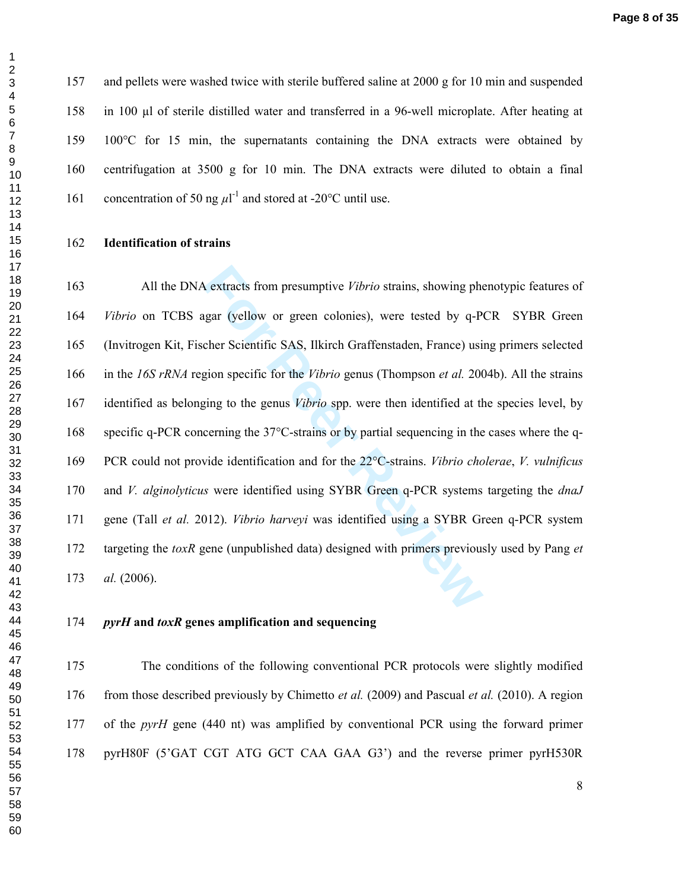and pellets were washed twice with sterile buffered saline at 2000 g for 10 min and suspended in 100 µl of sterile distilled water and transferred in a 96-well microplate. After heating at 100°C for 15 min, the supernatants containing the DNA extracts were obtained by centrifugation at 3500 g for 10 min. The DNA extracts were diluted to obtain a final concentration of 50 ng $\mu l^{-1}$ and stored at -20°C until use.

**Identification of strains**

All the DNA extracts from presumptive *Vibrio* strains, showing phenotypic features of *Vibrio* on TCBS agar (yellow or green colonies), were tested by q-PCR SYBR Green (Invitrogen Kit, Fischer Scientific SAS, Ilkirch Graffenstaden, France) using primers selected in the *16S rRNA* region specific for the *Vibrio* genus (Thompson *et al.* 2004b). All the strains identified as belonging to the genus *Vibrio* spp. were then identified at the species level, by specific q-PCR concerning the 37°C-strains or by partial sequencing in the cases where the q-PCR could not provide identification and for the 22°C-strains. *Vibrio cholerae*, *V. vulnificus* and *V. alginolyticus* were identified using SYBR Green q-PCR systems targeting the *dnaJ* gene (Tall *et al.* 2012). *Vibrio harveyi* was identified using a SYBR Green q-PCR system targeting the *toxR* gene (unpublished data) designed with primers previously used by Pang *et al.* (2006).

***pyrH* and *toxR* genes amplification and sequencing**

The conditions of the following conventional PCR protocols were slightly modified from those described previously by Chimetto *et al.* (2009) and Pascual *et al.* (2010). A region of the *pyrH* gene (440 nt) was amplified by conventional PCR using the forward primer pyrH80F (5'GAT CGT ATG GCT CAA GAA G3') and the reverse primer pyrH530R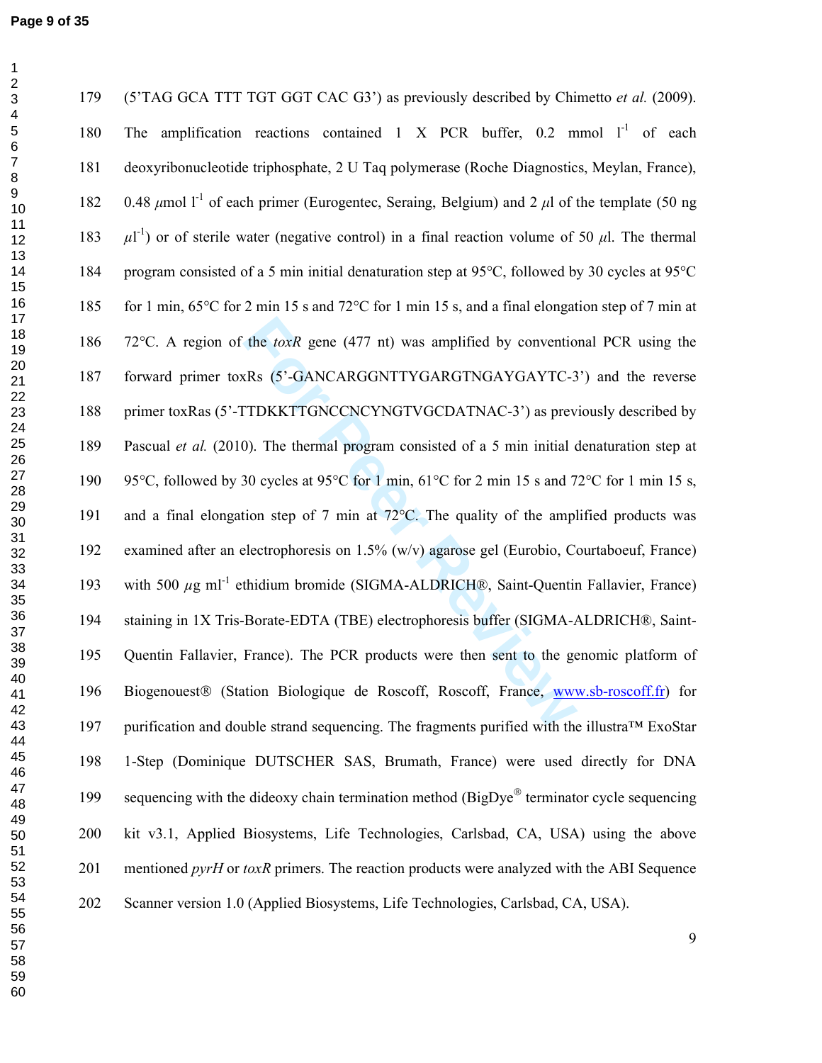(5'TAG GCA TTT TGT GGT CAC G3') as previously described by Chimetto *et al.* (2009). The amplification reactions contained 1 X PCR buffer, 0.2 mmol $l^{-1}$ of each deoxyribonucleotide triphosphate, 2 U Taq polymerase (Roche Diagnostics, Meylan, France), 0.48 $\mu$mol $l^{-1}$ of each primer (Eurogentec, Seraing, Belgium) and 2 $\mu$l of the template (50 ng $\mu l^{-1}$) or of sterile water (negative control) in a final reaction volume of 50 $\mu$l. The thermal program consisted of a 5 min initial denaturation step at 95°C, followed by 30 cycles at 95°C for 1 min, 65°C for 2 min 15 s and 72°C for 1 min 15 s, and a final elongation step of 7 min at 72°C. A region of the *toxR* gene (477 nt) was amplified by conventional PCR using the forward primer toxRs (5'-GANCARGGNTTYGARGTNGAYGAYTC-3') and the reverse primer toxRas (5'-TTDKKTTGNCCNCYNGTVGCDATNAC-3') as previously described by Pascual *et al.* (2010). The thermal program consisted of a 5 min initial denaturation step at 95°C, followed by 30 cycles at 95°C for 1 min, 61°C for 2 min 15 s and 72°C for 1 min 15 s, and a final elongation step of 7 min at 72°C. The quality of the amplified products was examined after an electrophoresis on 1.5% (w/v) agarose gel (Eurobio, Courtaboeuf, France) with 500 $\mu$g $ml^{-1}$ ethidium bromide (SIGMA-ALDRICH®, Saint-Quentin Fallavier, France) staining in 1X Tris-Borate-EDTA (TBE) electrophoresis buffer (SIGMA-ALDRICH®, Saint-Quentin Fallavier, France). The PCR products were then sent to the genomic platform of Biogenouest® (Station Biologique de Roscoff, Roscoff, France, www.sb-roscoff.fr) for purification and double strand sequencing. The fragments purified with the illustra™ ExoStar 1-Step (Dominique DUTSCHER SAS, Brumath, France) were used directly for DNA sequencing with the dideoxy chain termination method (BigDye® terminator cycle sequencing kit v3.1, Applied Biosystems, Life Technologies, Carlsbad, CA, USA) using the above mentioned *pyrH* or *toxR* primers. The reaction products were analyzed with the ABI Sequence Scanner version 1.0 (Applied Biosystems, Life Technologies, Carlsbad, CA, USA).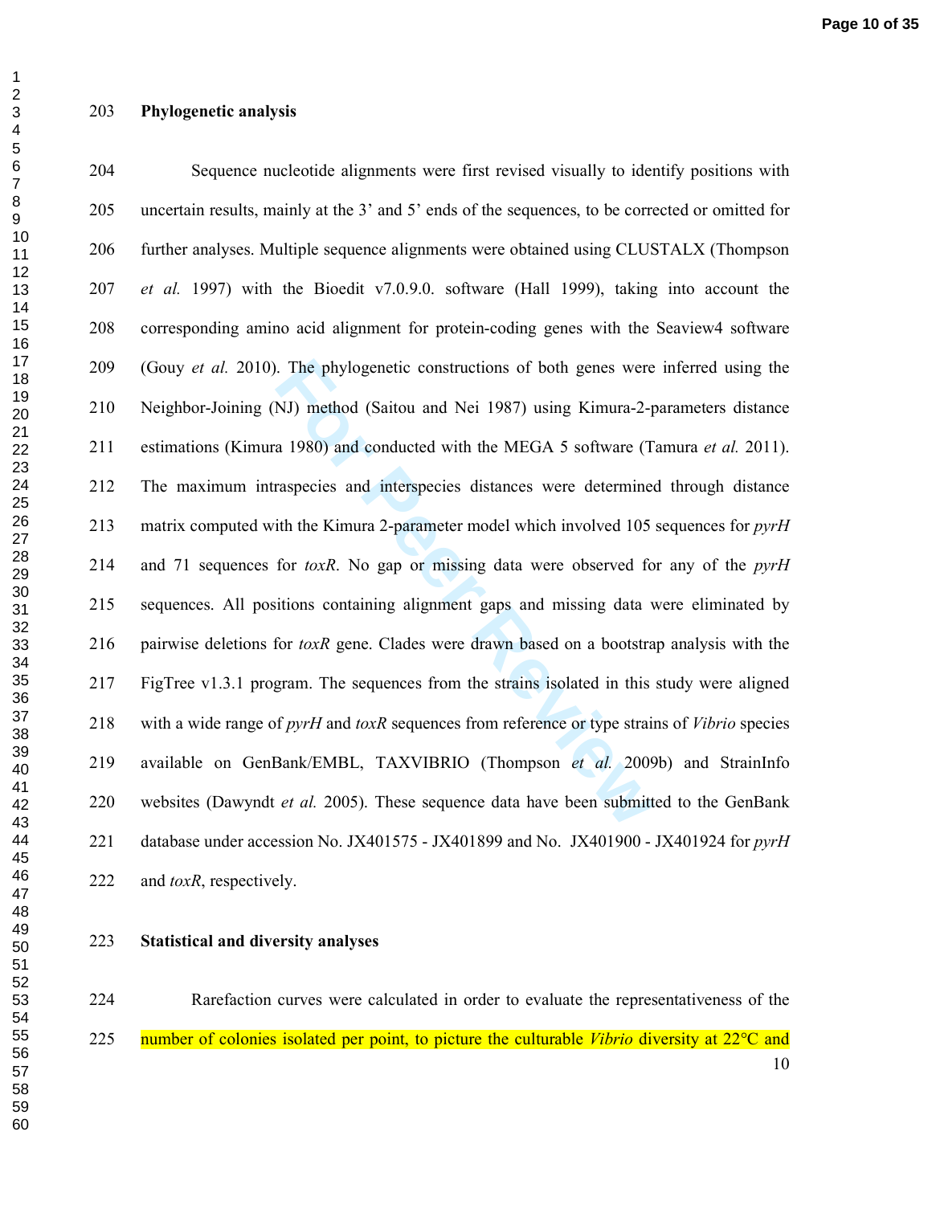**Phylogenetic analysis**

Sequence nucleotide alignments were first revised visually to identify positions with uncertain results, mainly at the 3' and 5' ends of the sequences, to be corrected or omitted for further analyses. Multiple sequence alignments were obtained using CLUSTALX (Thompson *et al.* 1997) with the Bioedit v7.0.9.0. software (Hall 1999), taking into account the corresponding amino acid alignment for protein-coding genes with the Seaview4 software (Gouy *et al.* 2010). The phylogenetic constructions of both genes were inferred using the Neighbor-Joining (NJ) method (Saitou and Nei 1987) using Kimura-2-parameters distance estimations (Kimura 1980) and conducted with the MEGA 5 software (Tamura *et al.* 2011). The maximum intraspecies and interspecies distances were determined through distance matrix computed with the Kimura 2-parameter model which involved 105 sequences for *pyrH* and 71 sequences for *toxR*. No gap or missing data were observed for any of the *pyrH* sequences. All positions containing alignment gaps and missing data were eliminated by pairwise deletions for *toxR* gene. Clades were drawn based on a bootstrap analysis with the FigTree v1.3.1 program. The sequences from the strains isolated in this study were aligned with a wide range of *pyrH* and *toxR* sequences from reference or type strains of *Vibrio* species available on GenBank/EMBL, TAXVIBRIO (Thompson *et al.* 2009b) and StrainInfo websites (Dawyndt *et al.* 2005). These sequence data have been submitted to the GenBank database under accession No. JX401575 - JX401899 and No. JX401900 - JX401924 for *pyrH* and *toxR*, respectively.

**Statistical and diversity analyses**

Rarefaction curves were calculated in order to evaluate the representativeness of the number of colonies isolated per point, to picture the culturable *Vibrio* diversity at 22°C and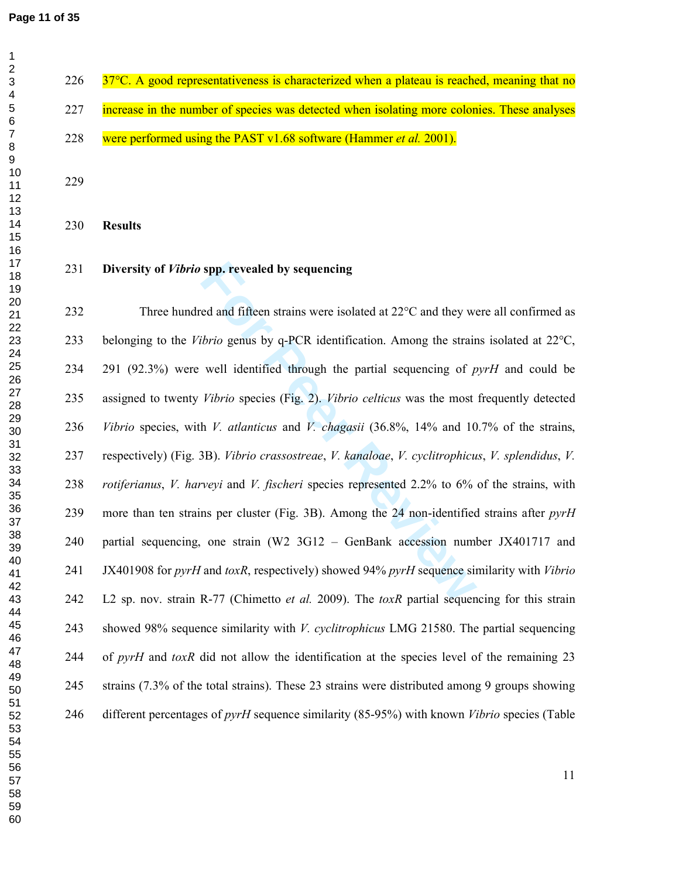37°C. A good representativeness is characterized when a plateau is reached, meaning that no increase in the number of species was detected when isolating more colonies. These analyses were performed using the PAST v1.68 software (Hammer *et al.* 2001).

## Results

### Diversity of *Vibrio* spp. revealed by sequencing

Three hundred and fifteen strains were isolated at 22°C and they were all confirmed as belonging to the *Vibrio* genus by q-PCR identification. Among the strains isolated at 22°C, 291 (92.3%) were well identified through the partial sequencing of *pyrH* and could be assigned to twenty *Vibrio* species (Fig. 2). *Vibrio celticus* was the most frequently detected *Vibrio* species, with *V. atlanticus* and *V. chagasii* (36.8%, 14% and 10.7% of the strains, respectively) (Fig. 3B). *Vibrio crassostreae*, *V. kanaloae*, *V. cyclitrophicus*, *V. splendidus*, *V. rotiferianus*, *V. harveyi* and *V. fischeri* species represented 2.2% to 6% of the strains, with more than ten strains per cluster (Fig. 3B). Among the 24 non-identified strains after *pyrH* partial sequencing, one strain (W2 3G12 – GenBank accession number JX401717 and JX401908 for *pyrH* and *toxR*, respectively) showed 94% *pyrH* sequence similarity with *Vibrio* L2 sp. nov. strain R-77 (Chimetto *et al.* 2009). The *toxR* partial sequencing for this strain showed 98% sequence similarity with *V. cyclitrophicus* LMG 21580. The partial sequencing of *pyrH* and *toxR* did not allow the identification at the species level of the remaining 23 strains (7.3% of the total strains). These 23 strains were distributed among 9 groups showing different percentages of *pyrH* sequence similarity (85-95%) with known *Vibrio* species (Table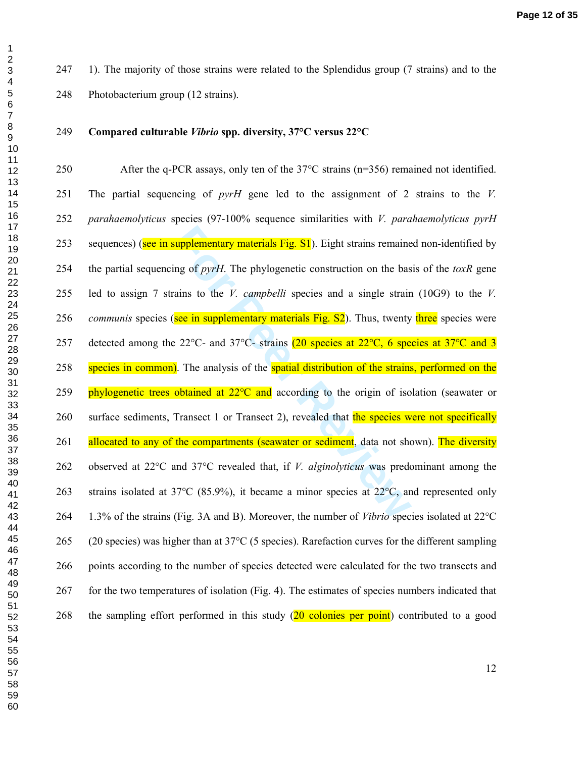1). The majority of those strains were related to the Splendidus group (7 strains) and to the Photobacterium group (12 strains).

**Compared culturable *Vibrio* spp. diversity, 37°C versus 22°C**

After the q-PCR assays, only ten of the 37°C strains (n=356) remained not identified. The partial sequencing of *pyrH* gene led to the assignment of 2 strains to the *V. parahaemolyticus* species (97-100% sequence similarities with *V. parahaemolyticus pyrH* sequences) (see in supplementary materials Fig. S1). Eight strains remained non-identified by the partial sequencing of *pyrH*. The phylogenetic construction on the basis of the *toxR* gene led to assign 7 strains to the *V. campbelli* species and a single strain (10G9) to the *V. communis* species (see in supplementary materials Fig. S2). Thus, twenty three species were detected among the 22°C- and 37°C- strains (20 species at 22°C, 6 species at 37°C and 3 species in common). The analysis of the spatial distribution of the strains, performed on the phylogenetic trees obtained at 22°C and according to the origin of isolation (seawater or surface sediments, Transect 1 or Transect 2), revealed that the species were not specifically allocated to any of the compartments (seawater or sediment, data not shown). The diversity observed at 22°C and 37°C revealed that, if *V. alginolyticus* was predominant among the strains isolated at 37°C (85.9%), it became a minor species at 22°C, and represented only 1.3% of the strains (Fig. 3A and B). Moreover, the number of *Vibrio* species isolated at 22°C (20 species) was higher than at 37°C (5 species). Rarefaction curves for the different sampling points according to the number of species detected were calculated for the two transects and for the two temperatures of isolation (Fig. 4). The estimates of species numbers indicated that the sampling effort performed in this study (20 colonies per point) contributed to a good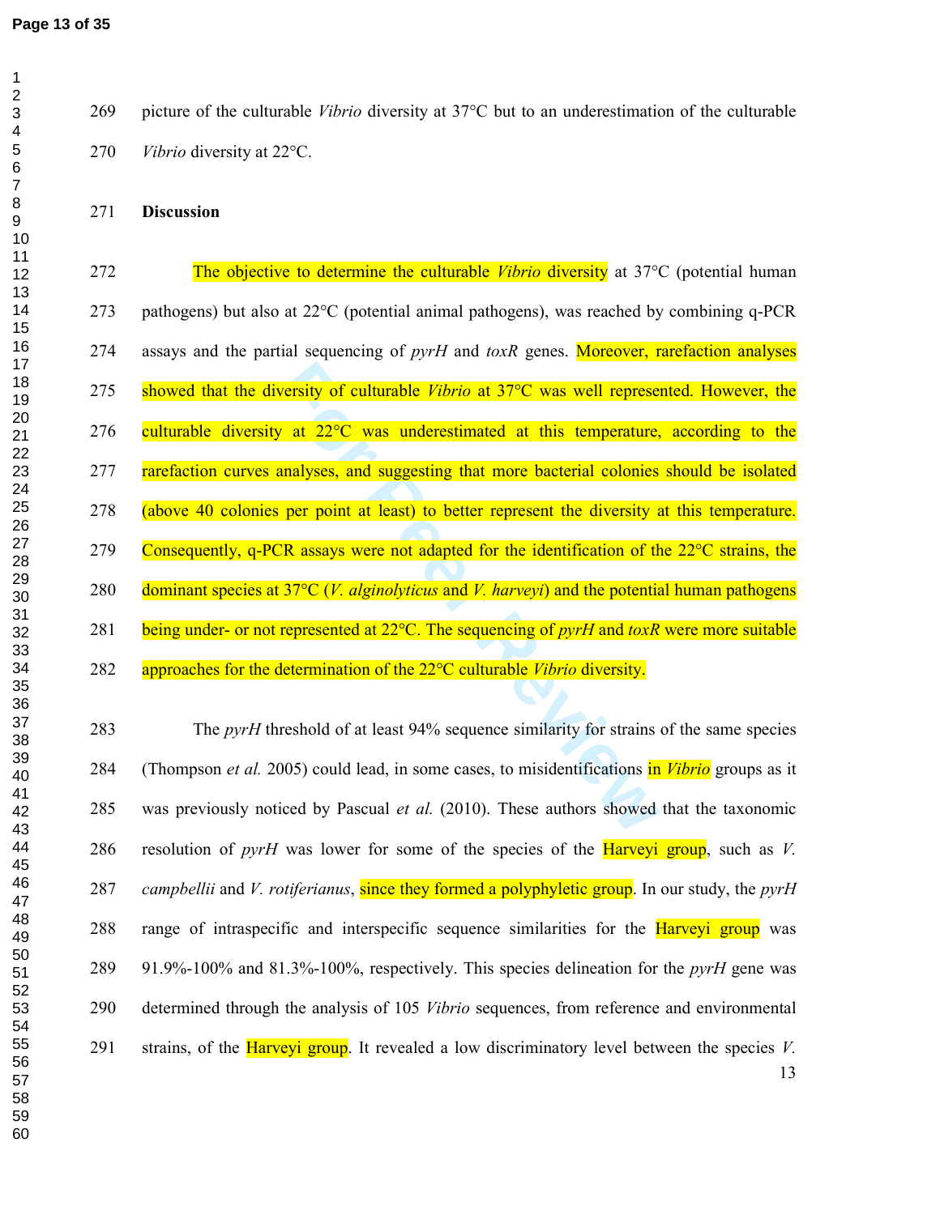picture of the culturable *Vibrio* diversity at 37°C but to an underestimation of the culturable *Vibrio* diversity at 22°C.

## Discussion

The objective to determine the culturable *Vibrio* diversity at 37°C (potential human pathogens) but also at 22°C (potential animal pathogens), was reached by combining q-PCR assays and the partial sequencing of *pyrH* and *toxR* genes. Moreover, rarefaction analyses showed that the diversity of culturable *Vibrio* at 37°C was well represented. However, the culturable diversity at 22°C was underestimated at this temperature, according to the rarefaction curves analyses, and suggesting that more bacterial colonies should be isolated (above 40 colonies per point at least) to better represent the diversity at this temperature. Consequently, q-PCR assays were not adapted for the identification of the 22°C strains, the dominant species at 37°C (*V. alginolyticus* and *V. harveyi*) and the potential human pathogens being under- or not represented at 22°C. The sequencing of *pyrH* and *toxR* were more suitable approaches for the determination of the 22°C culturable *Vibrio* diversity.

The *pyrH* threshold of at least 94% sequence similarity for strains of the same species (Thompson *et al.* 2005) could lead, in some cases, to misidentifications in *Vibrio* groups as it was previously noticed by Pascual *et al.* (2010). These authors showed that the taxonomic resolution of *pyrH* was lower for some of the species of the Harveyi group, such as *V. campbellii* and *V. rotiferianus*, since they formed a polyphyletic group. In our study, the *pyrH* range of intraspecific and interspecific sequence similarities for the Harveyi group was 91.9%-100% and 81.3%-100%, respectively. This species delineation for the *pyrH* gene was determined through the analysis of 105 *Vibrio* sequences, from reference and environmental strains, of the Harveyi group. It revealed a low discriminatory level between the species *V.*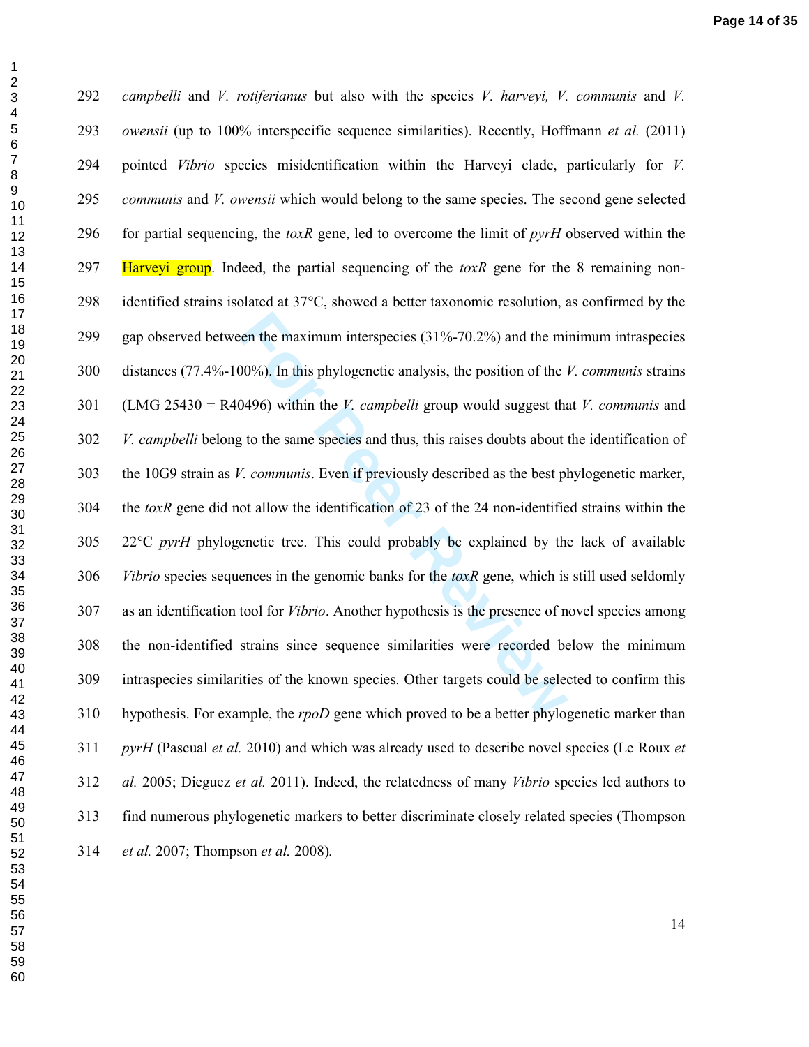*campbelli* and *V. rotiferianus* but also with the species *V. harveyi, V. communis* and *V. owensii* (up to 100% interspecific sequence similarities). Recently, Hoffmann *et al.* (2011) pointed *Vibrio* species misidentification within the Harveyi clade, particularly for *V. communis* and *V. owensii* which would belong to the same species. The second gene selected for partial sequencing, the *toxR* gene, led to overcome the limit of *pyrH* observed within the Harveyi group. Indeed, the partial sequencing of the *toxR* gene for the 8 remaining non-identified strains isolated at 37°C, showed a better taxonomic resolution, as confirmed by the gap observed between the maximum interspecies (31%-70.2%) and the minimum intraspecies distances (77.4%-100%). In this phylogenetic analysis, the position of the *V. communis* strains (LMG 25430 = R40496) within the *V. campbelli* group would suggest that *V. communis* and *V. campbelli* belong to the same species and thus, this raises doubts about the identification of the 10G9 strain as *V. communis*. Even if previously described as the best phylogenetic marker, the *toxR* gene did not allow the identification of 23 of the 24 non-identified strains within the 22°C *pyrH* phylogenetic tree. This could probably be explained by the lack of available *Vibrio* species sequences in the genomic banks for the *toxR* gene, which is still used seldomly as an identification tool for *Vibrio*. Another hypothesis is the presence of novel species among the non-identified strains since sequence similarities were recorded below the minimum intraspecies similarities of the known species. Other targets could be selected to confirm this hypothesis. For example, the *rpoD* gene which proved to be a better phylogenetic marker than *pyrH* (Pascual *et al.* 2010) and which was already used to describe novel species (Le Roux *et al.* 2005; Dieguez *et al.* 2011). Indeed, the relatedness of many *Vibrio* species led authors to find numerous phylogenetic markers to better discriminate closely related species (Thompson *et al.* 2007; Thompson *et al.* 2008).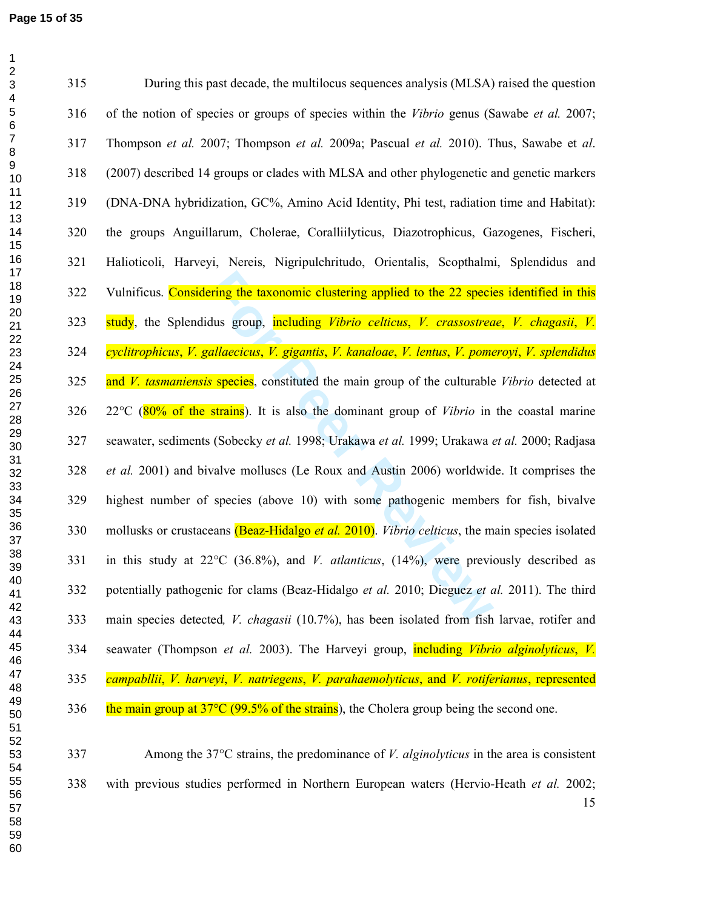During this past decade, the multilocus sequences analysis (MLSA) raised the question of the notion of species or groups of species within the *Vibrio* genus (Sawabe *et al.* 2007; Thompson *et al.* 2007; Thompson *et al.* 2009a; Pascual *et al.* 2010). Thus, Sawabe et *al*. (2007) described 14 groups or clades with MLSA and other phylogenetic and genetic markers (DNA-DNA hybridization, GC%, Amino Acid Identity, Phi test, radiation time and Habitat): the groups Anguillarum, Cholerae, Coralliilyticus, Diazotrophicus, Gazogenes, Fischeri, Halioticoli, Harveyi, Nereis, Nigripulchritudo, Orientalis, Scopthalmi, Splendidus and Vulnificus. Considering the taxonomic clustering applied to the 22 species identified in this study, the Splendidus group, including *Vibrio celticus*, *V. crassostreae*, *V. chagasii*, *V. cyclitrophicus*, *V. gallaecicus*, *V. gigantis*, *V. kanaloae*, *V. lentus*, *V. pomeroyi*, *V. splendidus* and *V. tasmaniensis* species, constituted the main group of the culturable *Vibrio* detected at 22°C (80% of the strains). It is also the dominant group of *Vibrio* in the coastal marine seawater, sediments (Sobecky *et al.* 1998; Urakawa *et al.* 1999; Urakawa *et al.* 2000; Radjasa *et al.* 2001) and bivalve molluscs (Le Roux and Austin 2006) worldwide. It comprises the highest number of species (above 10) with some pathogenic members for fish, bivalve mollusks or crustaceans (Beaz-Hidalgo *et al.* 2010). *Vibrio celticus*, the main species isolated in this study at 22°C (36.8%), and *V. atlanticus*, (14%), were previously described as potentially pathogenic for clams (Beaz-Hidalgo *et al.* 2010; Dieguez *et al.* 2011). The third main species detected, *V. chagasii* (10.7%), has been isolated from fish larvae, rotifer and seawater (Thompson *et al.* 2003). The Harveyi group, including *Vibrio alginolyticus*, *V. campabllii*, *V. harveyi*, *V. natriegens*, *V. parahaemolyticus*, and *V. rotiferianus*, represented the main group at 37°C (99.5% of the strains), the Cholera group being the second one.

Among the 37°C strains, the predominance of *V. alginolyticus* in the area is consistent with previous studies performed in Northern European waters (Hervio-Heath *et al.* 2002;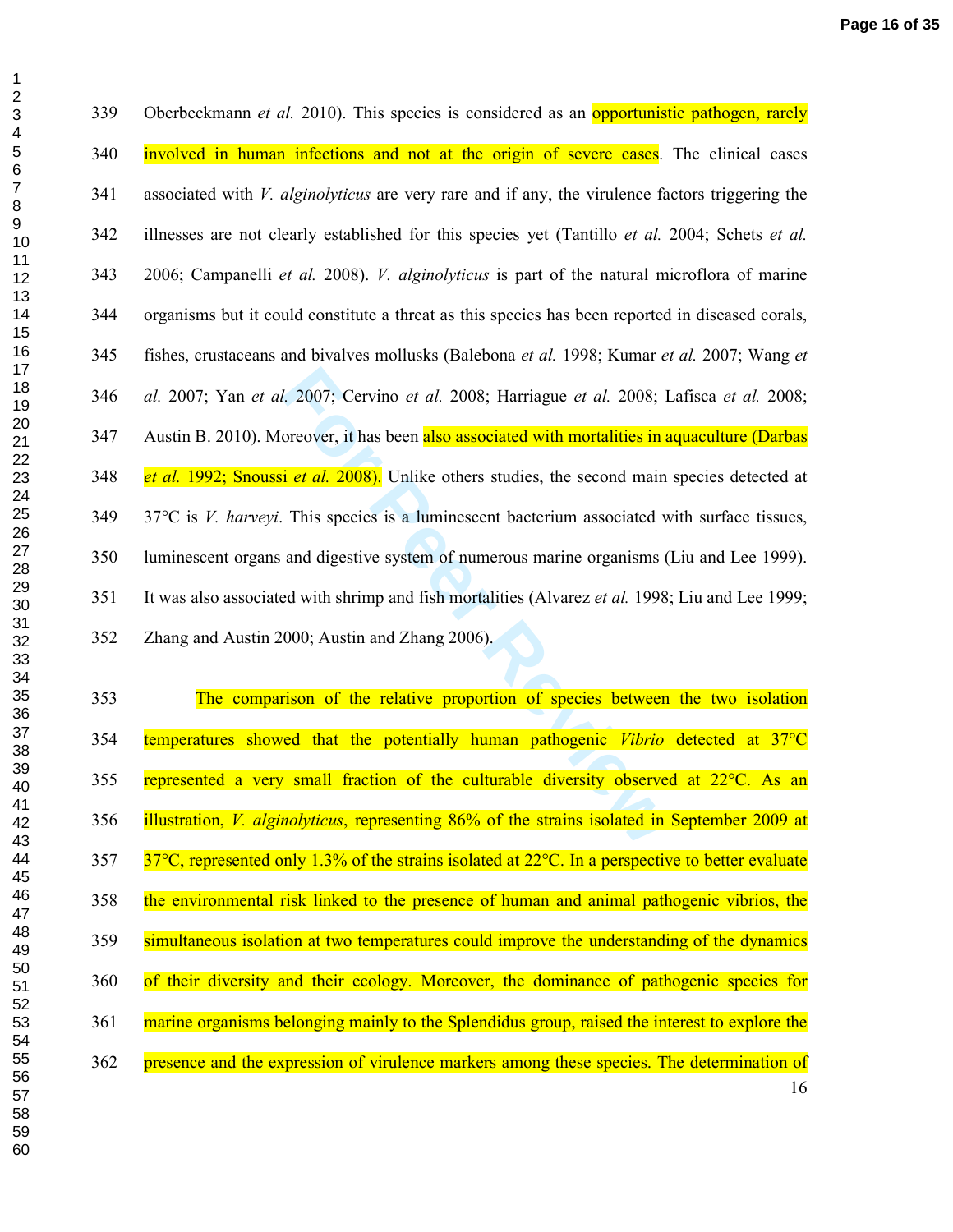Oberbeckmann *et al.* 2010). This species is considered as an opportunistic pathogen, rarely involved in human infections and not at the origin of severe cases. The clinical cases associated with *V. alginolyticus* are very rare and if any, the virulence factors triggering the illnesses are not clearly established for this species yet (Tantillo *et al.* 2004; Schets *et al.* 2006; Campanelli *et al.* 2008). *V. alginolyticus* is part of the natural microflora of marine organisms but it could constitute a threat as this species has been reported in diseased corals, fishes, crustaceans and bivalves mollusks (Balebona *et al.* 1998; Kumar *et al.* 2007; Wang *et al.* 2007; Yan *et al.* 2007; Cervino *et al.* 2008; Harriague *et al.* 2008; Lafisca *et al.* 2008; Austin B. 2010). Moreover, it has been also associated with mortalities in aquaculture (Darbas *et al.* 1992; Snoussi *et al.* 2008). Unlike others studies, the second main species detected at 37°C is *V. harveyi*. This species is a luminescent bacterium associated with surface tissues, luminescent organs and digestive system of numerous marine organisms (Liu and Lee 1999). It was also associated with shrimp and fish mortalities (Alvarez *et al.* 1998; Liu and Lee 1999; Zhang and Austin 2000; Austin and Zhang 2006).

The comparison of the relative proportion of species between the two isolation temperatures showed that the potentially human pathogenic *Vibrio* detected at 37°C represented a very small fraction of the culturable diversity observed at 22°C. As an illustration, *V. alginolyticus*, representing 86% of the strains isolated in September 2009 at 37°C, represented only 1.3% of the strains isolated at 22°C. In a perspective to better evaluate the environmental risk linked to the presence of human and animal pathogenic vibrios, the simultaneous isolation at two temperatures could improve the understanding of the dynamics of their diversity and their ecology. Moreover, the dominance of pathogenic species for marine organisms belonging mainly to the Splendidus group, raised the interest to explore the presence and the expression of virulence markers among these species. The determination of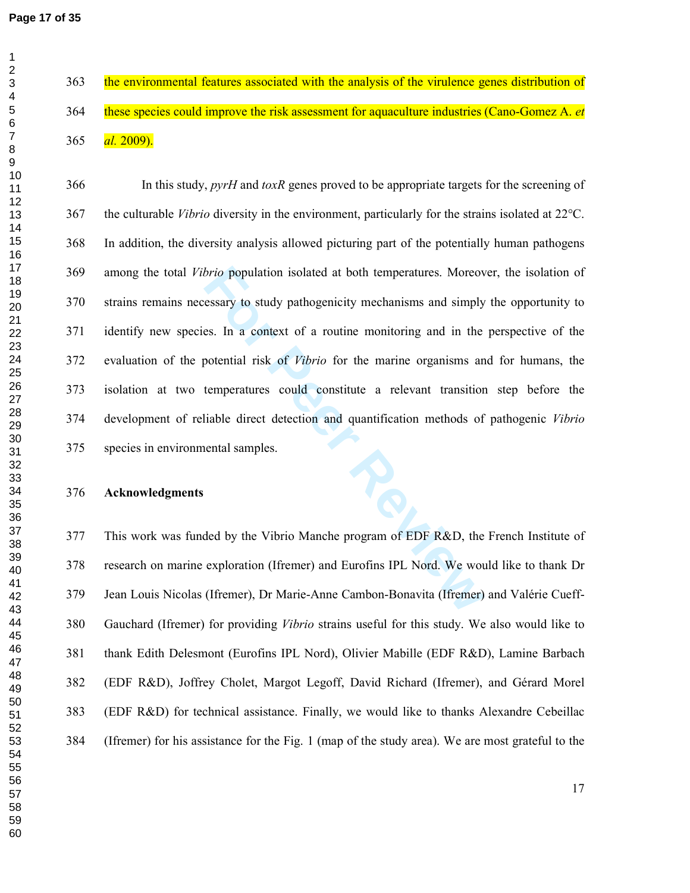the environmental features associated with the analysis of the virulence genes distribution of these species could improve the risk assessment for aquaculture industries (Cano-Gomez A. *et al.* 2009).

In this study, *pyrH* and *toxR* genes proved to be appropriate targets for the screening of the culturable *Vibrio* diversity in the environment, particularly for the strains isolated at 22°C. In addition, the diversity analysis allowed picturing part of the potentially human pathogens among the total *Vibrio* population isolated at both temperatures. Moreover, the isolation of strains remains necessary to study pathogenicity mechanisms and simply the opportunity to identify new species. In a context of a routine monitoring and in the perspective of the evaluation of the potential risk of *Vibrio* for the marine organisms and for humans, the isolation at two temperatures could constitute a relevant transition step before the development of reliable direct detection and quantification methods of pathogenic *Vibrio* species in environmental samples.

**Acknowledgments**

This work was funded by the Vibrio Manche program of EDF R&D, the French Institute of research on marine exploration (Ifremer) and Eurofins IPL Nord. We would like to thank Dr Jean Louis Nicolas (Ifremer), Dr Marie-Anne Cambon-Bonavita (Ifremer) and Valérie Cueff-Gauchard (Ifremer) for providing *Vibrio* strains useful for this study. We also would like to thank Edith Delesmont (Eurofins IPL Nord), Olivier Mabille (EDF R&D), Lamine Barbach (EDF R&D), Joffrey Cholet, Margot Legoff, David Richard (Ifremer), and Gérard Morel (EDF R&D) for technical assistance. Finally, we would like to thanks Alexandre Cebeillac (Ifremer) for his assistance for the Fig. 1 (map of the study area). We are most grateful to the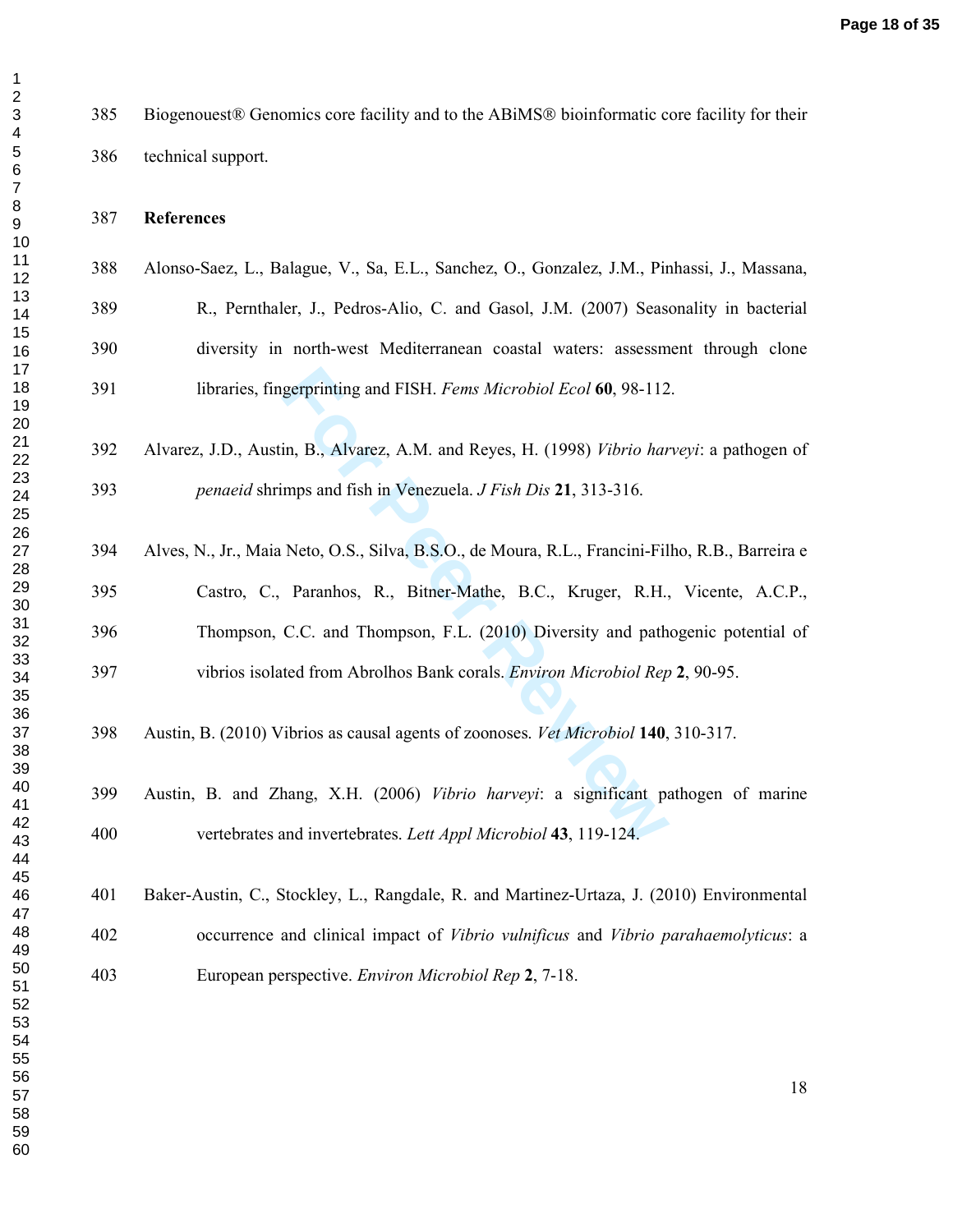Biogenouest® Genomics core facility and to the ABiMS® bioinformatic core facility for their technical support.

## References

Alonso-Saez, L., Balague, V., Sa, E.L., Sanchez, O., Gonzalez, J.M., Pinhassi, J., Massana, R., Pernthaler, J., Pedros-Alio, C. and Gasol, J.M. (2007) Seasonality in bacterial diversity in north-west Mediterranean coastal waters: assessment through clone libraries, fingerprinting and FISH. *Fems Microbiol Ecol* **60**, 98-112.

Alvarez, J.D., Austin, B., Alvarez, A.M. and Reyes, H. (1998) *Vibrio harveyi*: a pathogen of *penaeid* shrimps and fish in Venezuela. *J Fish Dis* **21**, 313-316.

Alves, N., Jr., Maia Neto, O.S., Silva, B.S.O., de Moura, R.L., Francini-Filho, R.B., Barreira e Castro, C., Paranhos, R., Bitner-Mathe, B.C., Kruger, R.H., Vicente, A.C.P., Thompson, C.C. and Thompson, F.L. (2010) Diversity and pathogenic potential of vibrios isolated from Abrolhos Bank corals. *Environ Microbiol Rep* **2**, 90-95.

Austin, B. (2010) Vibrios as causal agents of zoonoses. *Vet Microbiol* **140**, 310-317.

Austin, B. and Zhang, X.H. (2006) *Vibrio harveyi*: a significant pathogen of marine vertebrates and invertebrates. *Lett Appl Microbiol* **43**, 119-124.

Baker-Austin, C., Stockley, L., Rangdale, R. and Martinez-Urtaza, J. (2010) Environmental occurrence and clinical impact of *Vibrio vulnificus* and *Vibrio parahaemolyticus*: a European perspective. *Environ Microbiol Rep* **2**, 7-18.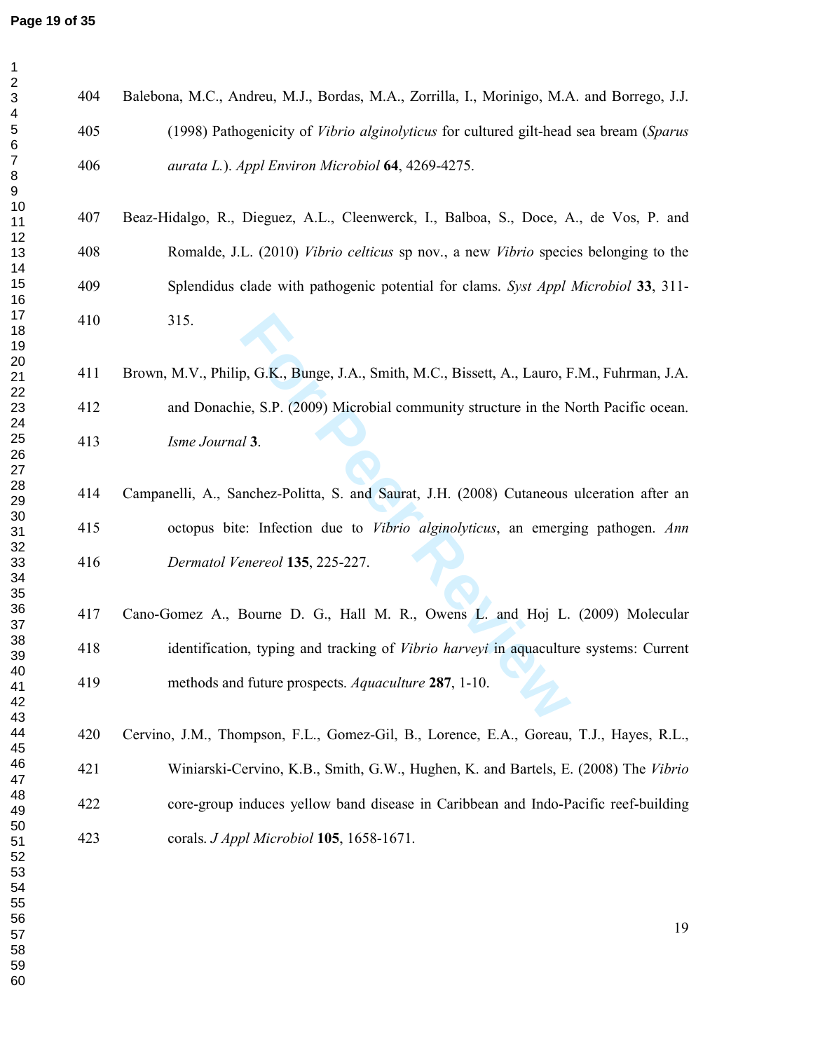Balebona, M.C., Andreu, M.J., Bordas, M.A., Zorrilla, I., Morinigo, M.A. and Borrego, J.J. (1998) Pathogenicity of *Vibrio alginolyticus* for cultured gilt-head sea bream (*Sparus aurata L.*). *Appl Environ Microbiol* **64**, 4269-4275.

Beaz-Hidalgo, R., Dieguez, A.L., Cleenwerck, I., Balboa, S., Doce, A., de Vos, P. and Romalde, J.L. (2010) *Vibrio celticus* sp nov., a new *Vibrio* species belonging to the Splendidus clade with pathogenic potential for clams. *Syst Appl Microbiol* **33**, 311-315.

Brown, M.V., Philip, G.K., Bunge, J.A., Smith, M.C., Bissett, A., Lauro, F.M., Fuhrman, J.A. and Donachie, S.P. (2009) Microbial community structure in the North Pacific ocean. *Isme Journal* **3**.

Campanelli, A., Sanchez-Politta, S. and Saurat, J.H. (2008) Cutaneous ulceration after an octopus bite: Infection due to *Vibrio alginolyticus*, an emerging pathogen. *Ann Dermatol Venereol* **135**, 225-227.

Cano-Gomez A., Bourne D. G., Hall M. R., Owens L. and Hoj L. (2009) Molecular identification, typing and tracking of *Vibrio harveyi* in aquaculture systems: Current methods and future prospects. *Aquaculture* **287**, 1-10.

Cervino, J.M., Thompson, F.L., Gomez-Gil, B., Lorence, E.A., Goreau, T.J., Hayes, R.L., Winiarski-Cervino, K.B., Smith, G.W., Hughen, K. and Bartels, E. (2008) The *Vibrio* core-group induces yellow band disease in Caribbean and Indo-Pacific reef-building corals. *J Appl Microbiol* **105**, 1658-1671.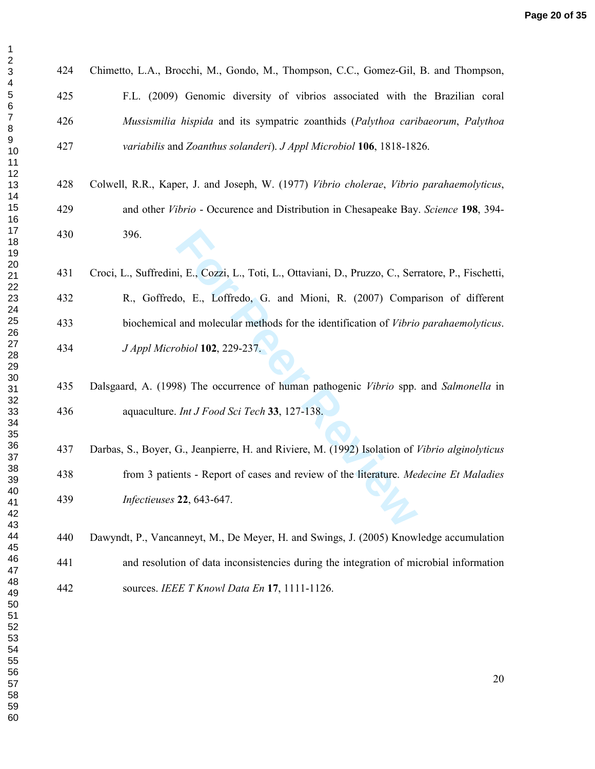Chimetto, L.A., Brocchi, M., Gondo, M., Thompson, C.C., Gomez-Gil, B. and Thompson, F.L. (2009) Genomic diversity of vibrios associated with the Brazilian coral *Mussismilia hispida* and its sympatric zoanthids (*Palythoa caribaeorum*, *Palythoa variabilis* and *Zoanthus solanderi*). *J Appl Microbiol* **106**, 1818-1826.

Colwell, R.R., Kaper, J. and Joseph, W. (1977) *Vibrio cholerae*, *Vibrio parahaemolyticus*, and other *Vibrio* - Occurence and Distribution in Chesapeake Bay. *Science* **198**, 394-396.

Croci, L., Suffredini, E., Cozzi, L., Toti, L., Ottaviani, D., Pruzzo, C., Serratore, P., Fischetti, R., Goffredo, E., Loffredo, G. and Mioni, R. (2007) Comparison of different biochemical and molecular methods for the identification of *Vibrio parahaemolyticus*. *J Appl Microbiol* **102**, 229-237.

Dalsgaard, A. (1998) The occurrence of human pathogenic *Vibrio* spp. and *Salmonella* in aquaculture. *Int J Food Sci Tech* **33**, 127-138.

Darbas, S., Boyer, G., Jeanpierre, H. and Riviere, M. (1992) Isolation of *Vibrio alginolyticus* from 3 patients - Report of cases and review of the literature. *Medecine Et Maladies Infectieuses* **22**, 643-647.

Dawyndt, P., Vancanneyt, M., De Meyer, H. and Swings, J. (2005) Knowledge accumulation and resolution of data inconsistencies during the integration of microbial information sources. *IEEE T Knowl Data En* **17**, 1111-1126.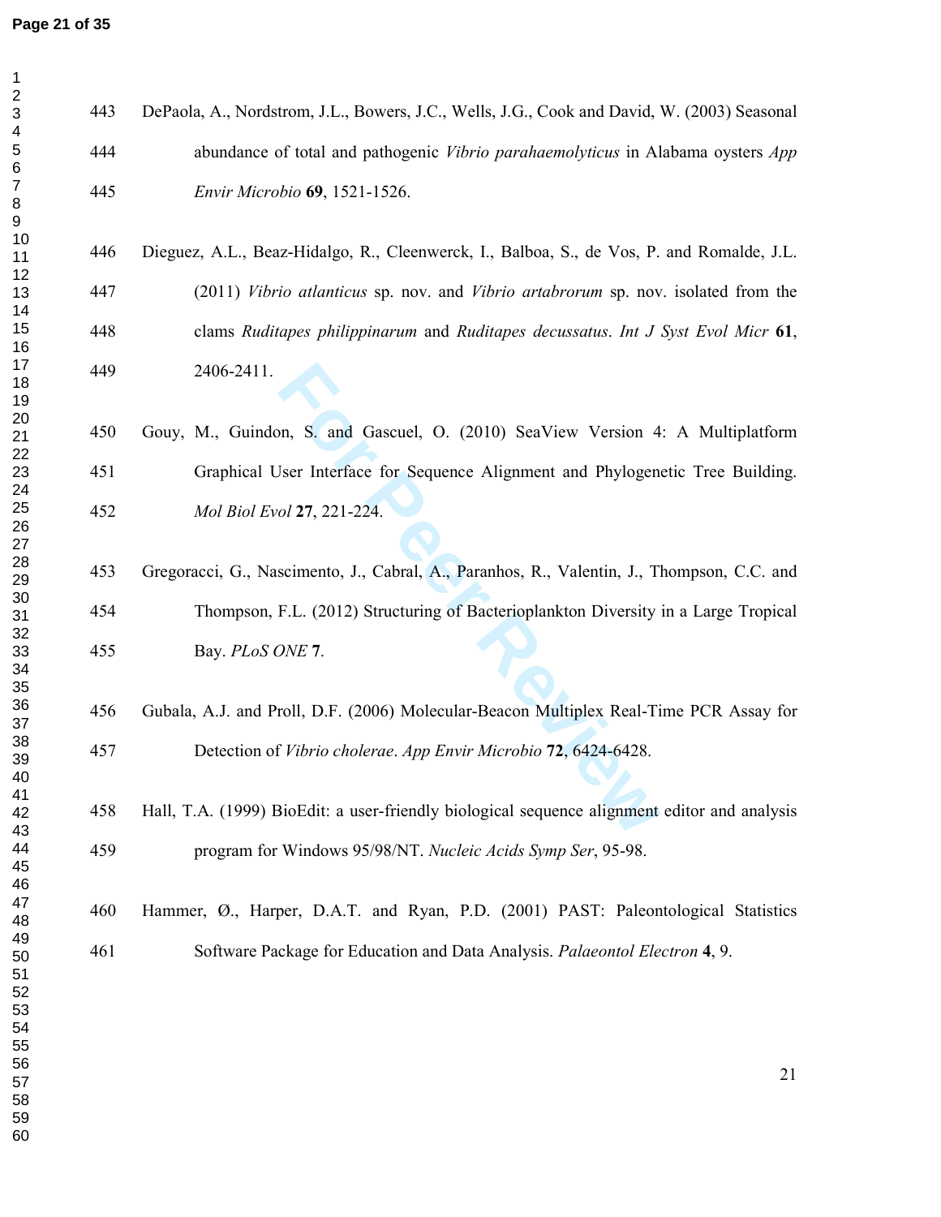DePaola, A., Nordstrom, J.L., Bowers, J.C., Wells, J.G., Cook and David, W. (2003) Seasonal abundance of total and pathogenic *Vibrio parahaemolyticus* in Alabama oysters *App Envir Microbio* **69**, 1521-1526.

Dieguez, A.L., Beaz-Hidalgo, R., Cleenwerck, I., Balboa, S., de Vos, P. and Romalde, J.L. (2011) *Vibrio atlanticus* sp. nov. and *Vibrio artabrorum* sp. nov. isolated from the clams *Ruditapes philippinarum* and *Ruditapes decussatus*. *Int J Syst Evol Micr* **61**, 2406-2411.

Gouy, M., Guindon, S. and Gascuel, O. (2010) SeaView Version 4: A Multiplatform Graphical User Interface for Sequence Alignment and Phylogenetic Tree Building. *Mol Biol Evol* **27**, 221-224.

Gregoracci, G., Nascimento, J., Cabral, A., Paranhos, R., Valentin, J., Thompson, C.C. and Thompson, F.L. (2012) Structuring of Bacterioplankton Diversity in a Large Tropical Bay. *PLoS ONE* **7**.

Gubala, A.J. and Proll, D.F. (2006) Molecular-Beacon Multiplex Real-Time PCR Assay for Detection of *Vibrio cholerae*. *App Envir Microbio* **72**, 6424-6428.

Hall, T.A. (1999) BioEdit: a user-friendly biological sequence alignment editor and analysis program for Windows 95/98/NT. *Nucleic Acids Symp Ser*, 95-98.

Hammer, Ø., Harper, D.A.T. and Ryan, P.D. (2001) PAST: Paleontological Statistics Software Package for Education and Data Analysis. *Palaeontol Electron* **4**, 9.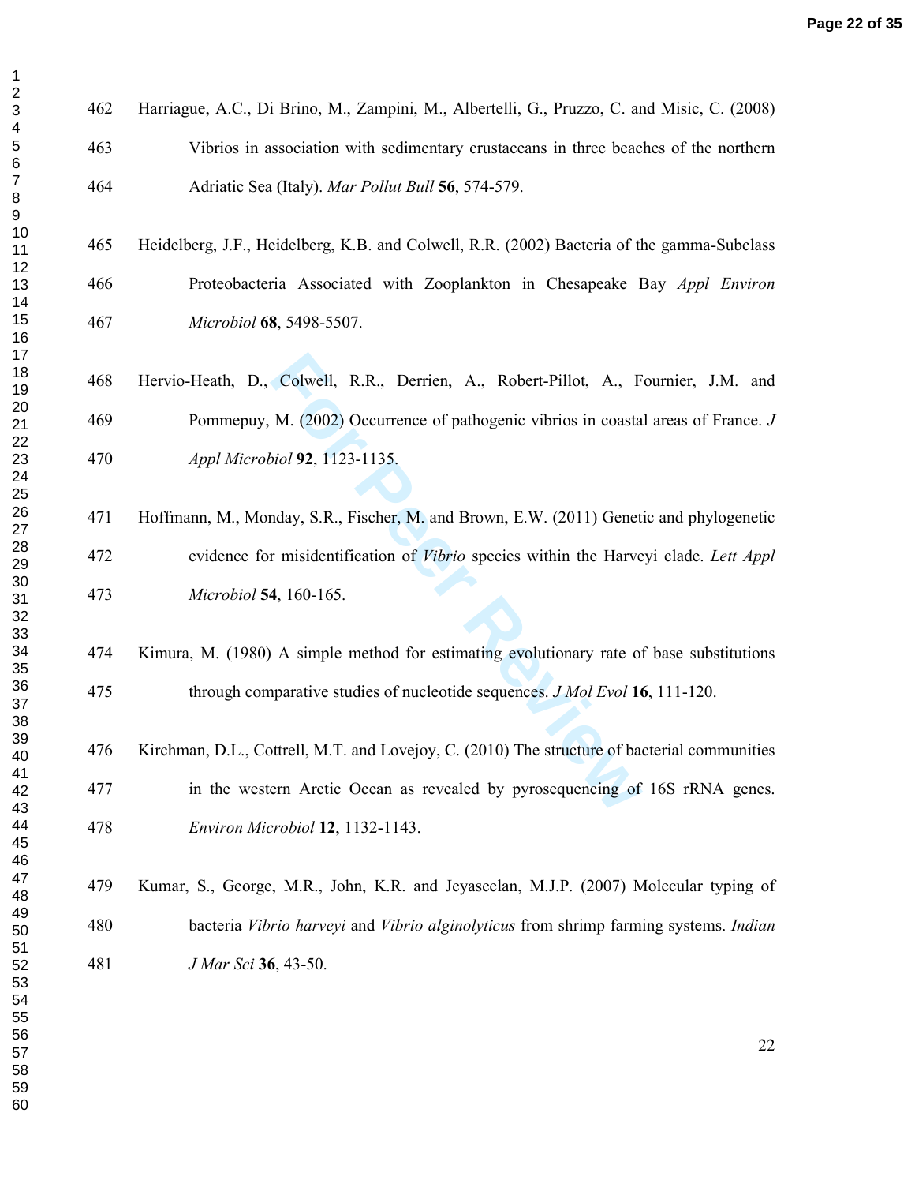Harriague, A.C., Di Brino, M., Zampini, M., Albertelli, G., Pruzzo, C. and Misic, C. (2008) Vibrios in association with sedimentary crustaceans in three beaches of the northern Adriatic Sea (Italy). *Mar Pollut Bull* **56**, 574-579.

Heidelberg, J.F., Heidelberg, K.B. and Colwell, R.R. (2002) Bacteria of the gamma-Subclass Proteobacteria Associated with Zooplankton in Chesapeake Bay *Appl Environ Microbiol* **68**, 5498-5507.

Hervio-Heath, D., Colwell, R.R., Derrien, A., Robert-Pillot, A., Fournier, J.M. and Pommepuy, M. (2002) Occurrence of pathogenic vibrios in coastal areas of France. *J Appl Microbiol* **92**, 1123-1135.

Hoffmann, M., Monday, S.R., Fischer, M. and Brown, E.W. (2011) Genetic and phylogenetic evidence for misidentification of *Vibrio* species within the Harveyi clade. *Lett Appl Microbiol* **54**, 160-165.

Kimura, M. (1980) A simple method for estimating evolutionary rate of base substitutions through comparative studies of nucleotide sequences. *J Mol Evol* **16**, 111-120.

Kirchman, D.L., Cottrell, M.T. and Lovejoy, C. (2010) The structure of bacterial communities in the western Arctic Ocean as revealed by pyrosequencing of 16S rRNA genes. *Environ Microbiol* **12**, 1132-1143.

Kumar, S., George, M.R., John, K.R. and Jeyaseelan, M.J.P. (2007) Molecular typing of bacteria *Vibrio harveyi* and *Vibrio alginolyticus* from shrimp farming systems. *Indian J Mar Sci* **36**, 43-50.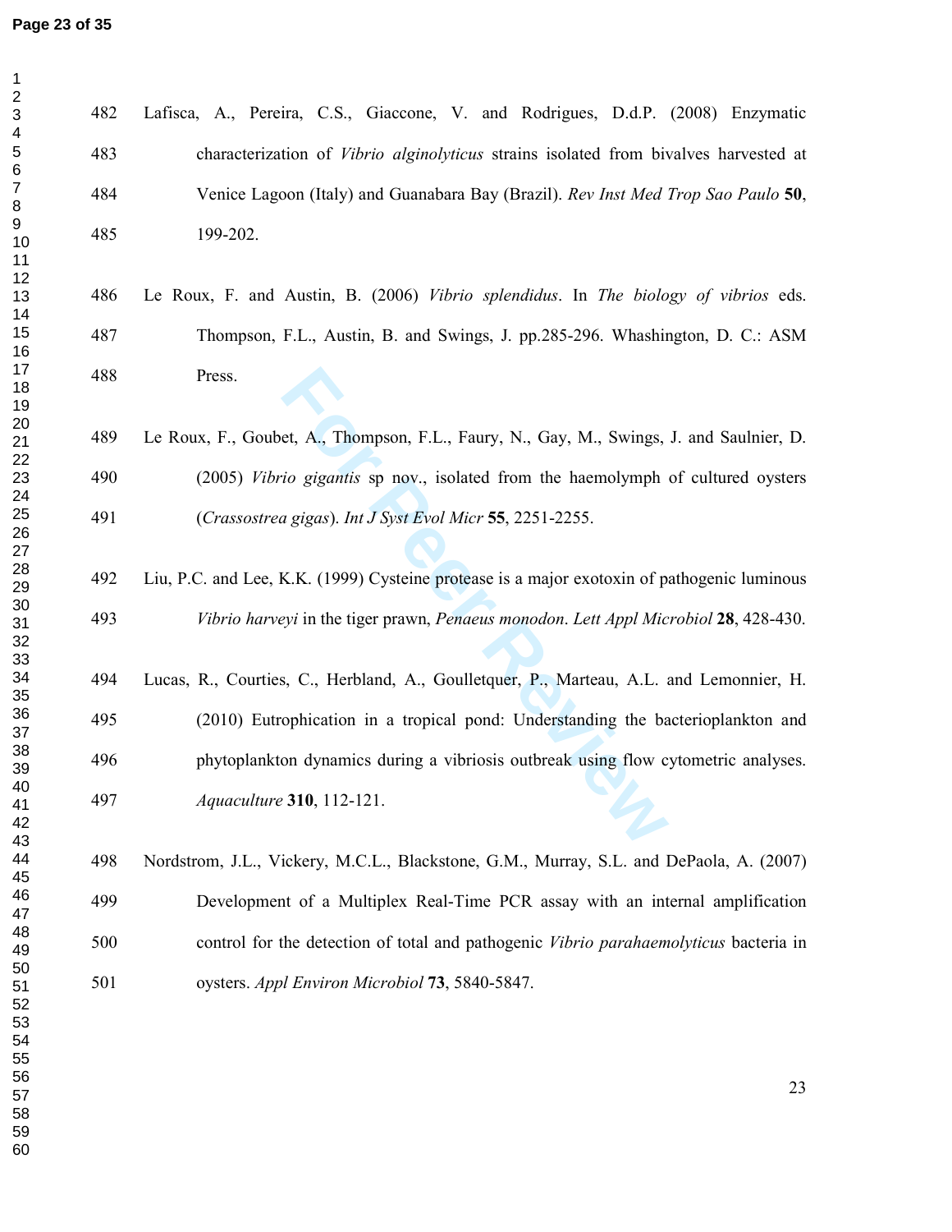Lafisca, A., Pereira, C.S., Giaccone, V. and Rodrigues, D.d.P. (2008) Enzymatic characterization of *Vibrio alginolyticus* strains isolated from bivalves harvested at Venice Lagoon (Italy) and Guanabara Bay (Brazil). *Rev Inst Med Trop Sao Paulo* **50**, 199-202.

Le Roux, F. and Austin, B. (2006) *Vibrio splendidus*. In *The biology of vibrios* eds. Thompson, F.L., Austin, B. and Swings, J. pp.285-296. Whashington, D. C.: ASM Press.

Le Roux, F., Goubet, A., Thompson, F.L., Faury, N., Gay, M., Swings, J. and Saulnier, D. (2005) *Vibrio gigantis* sp nov., isolated from the haemolymph of cultured oysters (*Crassostrea gigas*). *Int J Syst Evol Micr* **55**, 2251-2255.

Liu, P.C. and Lee, K.K. (1999) Cysteine protease is a major exotoxin of pathogenic luminous *Vibrio harveyi* in the tiger prawn, *Penaeus monodon*. *Lett Appl Microbiol* **28**, 428-430.

Lucas, R., Courties, C., Herbland, A., Goulletquer, P., Marteau, A.L. and Lemonnier, H. (2010) Eutrophication in a tropical pond: Understanding the bacterioplankton and phytoplankton dynamics during a vibriosis outbreak using flow cytometric analyses. *Aquaculture* **310**, 112-121.

Nordstrom, J.L., Vickery, M.C.L., Blackstone, G.M., Murray, S.L. and DePaola, A. (2007) Development of a Multiplex Real-Time PCR assay with an internal amplification control for the detection of total and pathogenic *Vibrio parahaemolyticus* bacteria in oysters. *Appl Environ Microbiol* **73**, 5840-5847.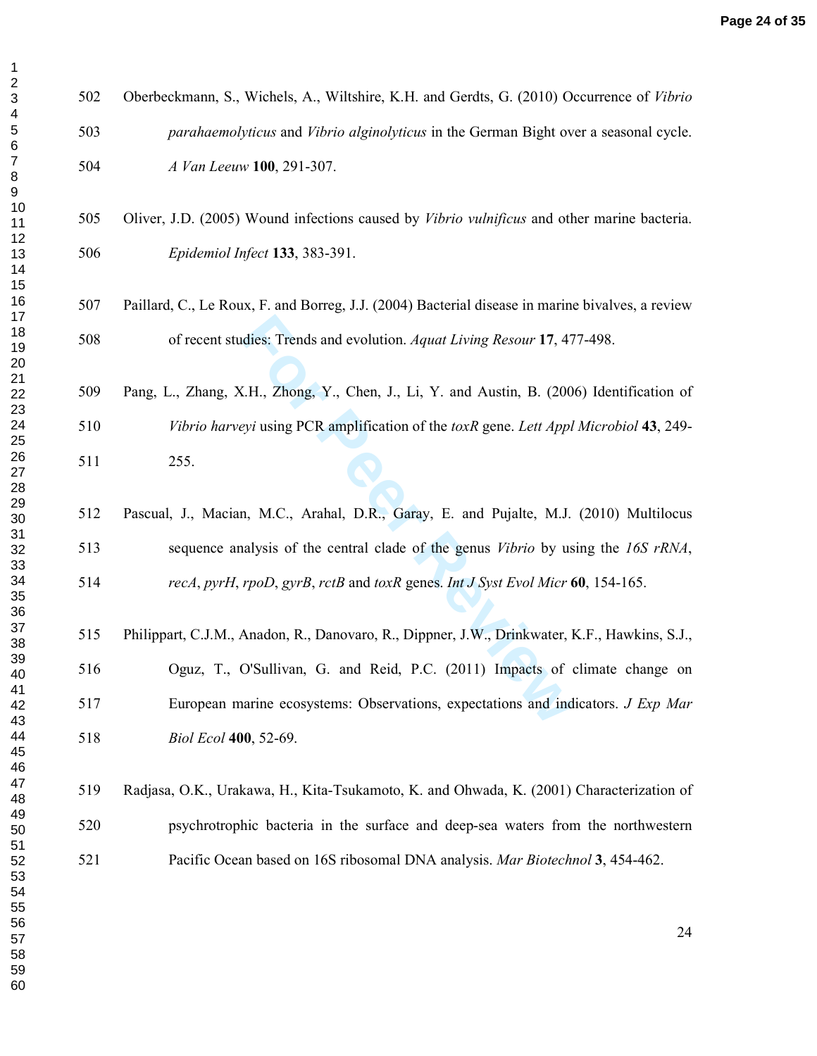Oberbeckmann, S., Wichels, A., Wiltshire, K.H. and Gerdts, G. (2010) Occurrence of *Vibrio parahaemolyticus* and *Vibrio alginolyticus* in the German Bight over a seasonal cycle. *A Van Leeuw* **100**, 291-307.

Oliver, J.D. (2005) Wound infections caused by *Vibrio vulnificus* and other marine bacteria. *Epidemiol Infect* **133**, 383-391.

Paillard, C., Le Roux, F. and Borreg, J.J. (2004) Bacterial disease in marine bivalves, a review of recent studies: Trends and evolution. *Aquat Living Resour* **17**, 477-498.

Pang, L., Zhang, X.H., Zhong, Y., Chen, J., Li, Y. and Austin, B. (2006) Identification of *Vibrio harveyi* using PCR amplification of the *toxR* gene. *Lett Appl Microbiol* **43**, 249-255.

Pascual, J., Macian, M.C., Arahal, D.R., Garay, E. and Pujalte, M.J. (2010) Multilocus sequence analysis of the central clade of the genus *Vibrio* by using the *16S rRNA*, *recA*, *pyrH*, *rpoD*, *gyrB*, *rctB* and *toxR* genes. *Int J Syst Evol Micr* **60**, 154-165.

Philippart, C.J.M., Anadon, R., Danovaro, R., Dippner, J.W., Drinkwater, K.F., Hawkins, S.J., Oguz, T., O'Sullivan, G. and Reid, P.C. (2011) Impacts of climate change on European marine ecosystems: Observations, expectations and indicators. *J Exp Mar Biol Ecol* **400**, 52-69.

Radjasa, O.K., Urakawa, H., Kita-Tsukamoto, K. and Ohwada, K. (2001) Characterization of psychrotrophic bacteria in the surface and deep-sea waters from the northwestern Pacific Ocean based on 16S ribosomal DNA analysis. *Mar Biotechnol* **3**, 454-462.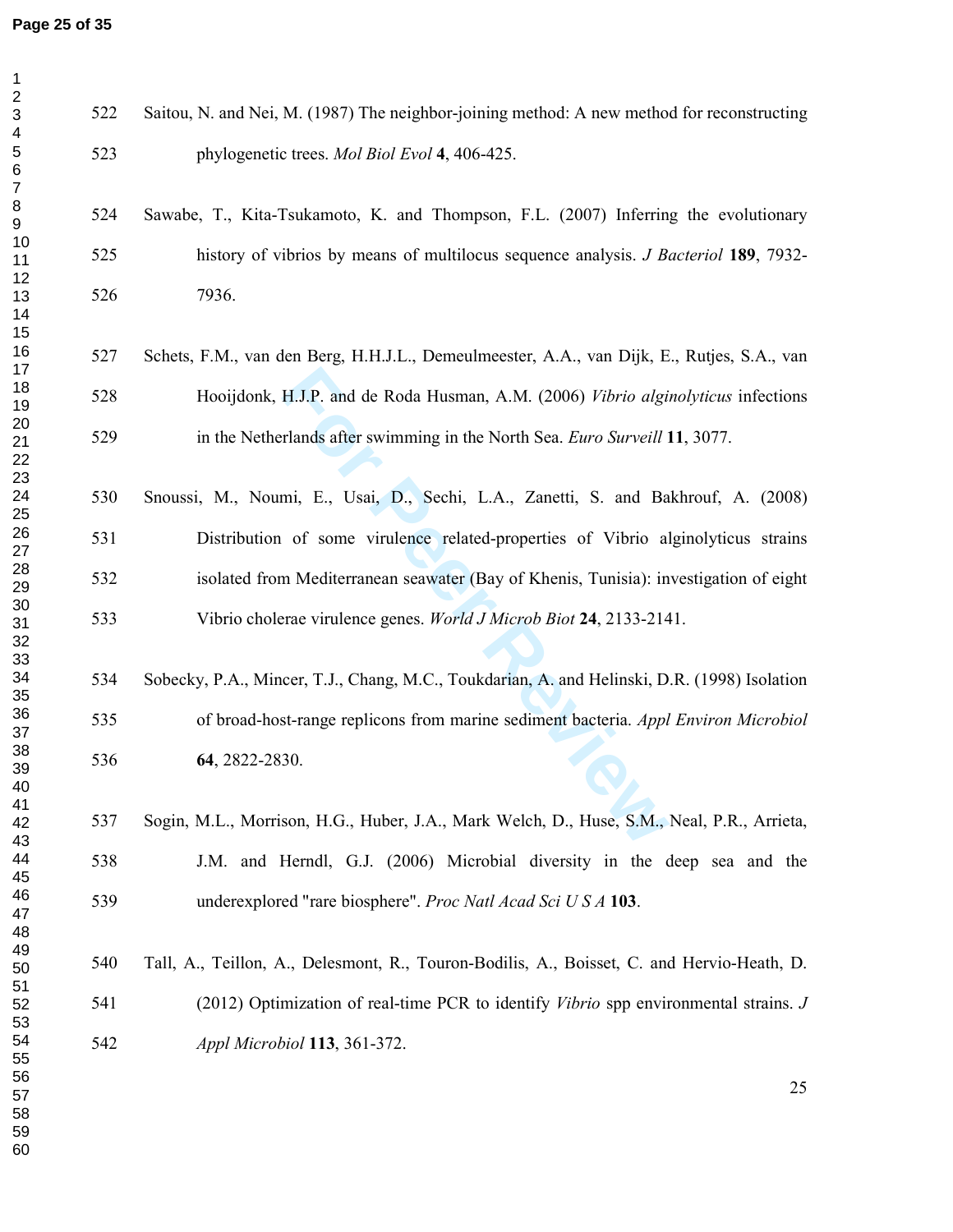Saitou, N. and Nei, M. (1987) The neighbor-joining method: A new method for reconstructing phylogenetic trees. *Mol Biol Evol* **4**, 406-425.

Sawabe, T., Kita-Tsukamoto, K. and Thompson, F.L. (2007) Inferring the evolutionary history of vibrios by means of multilocus sequence analysis. *J Bacteriol* **189**, 7932-7936.

Schets, F.M., van den Berg, H.H.J.L., Demeulmeester, A.A., van Dijk, E., Rutjes, S.A., van Hooijdonk, H.J.P. and de Roda Husman, A.M. (2006) *Vibrio alginolyticus* infections in the Netherlands after swimming in the North Sea. *Euro Surveill* **11**, 3077.

Snoussi, M., Noumi, E., Usai, D., Sechi, L.A., Zanetti, S. and Bakhrouf, A. (2008) Distribution of some virulence related-properties of Vibrio alginolyticus strains isolated from Mediterranean seawater (Bay of Khenis, Tunisia): investigation of eight Vibrio cholerae virulence genes. *World J Microb Biot* **24**, 2133-2141.

Sobecky, P.A., Mincer, T.J., Chang, M.C., Toukdarian, A. and Helinski, D.R. (1998) Isolation of broad-host-range replicons from marine sediment bacteria. *Appl Environ Microbiol* **64**, 2822-2830.

Sogin, M.L., Morrison, H.G., Huber, J.A., Mark Welch, D., Huse, S.M., Neal, P.R., Arrieta, J.M. and Herndl, G.J. (2006) Microbial diversity in the deep sea and the underexplored "rare biosphere". *Proc Natl Acad Sci U S A* **103**.

Tall, A., Teillon, A., Delesmont, R., Touron-Bodilis, A., Boisset, C. and Hervio-Heath, D. (2012) Optimization of real-time PCR to identify *Vibrio* spp environmental strains. *J Appl Microbiol* **113**, 361-372.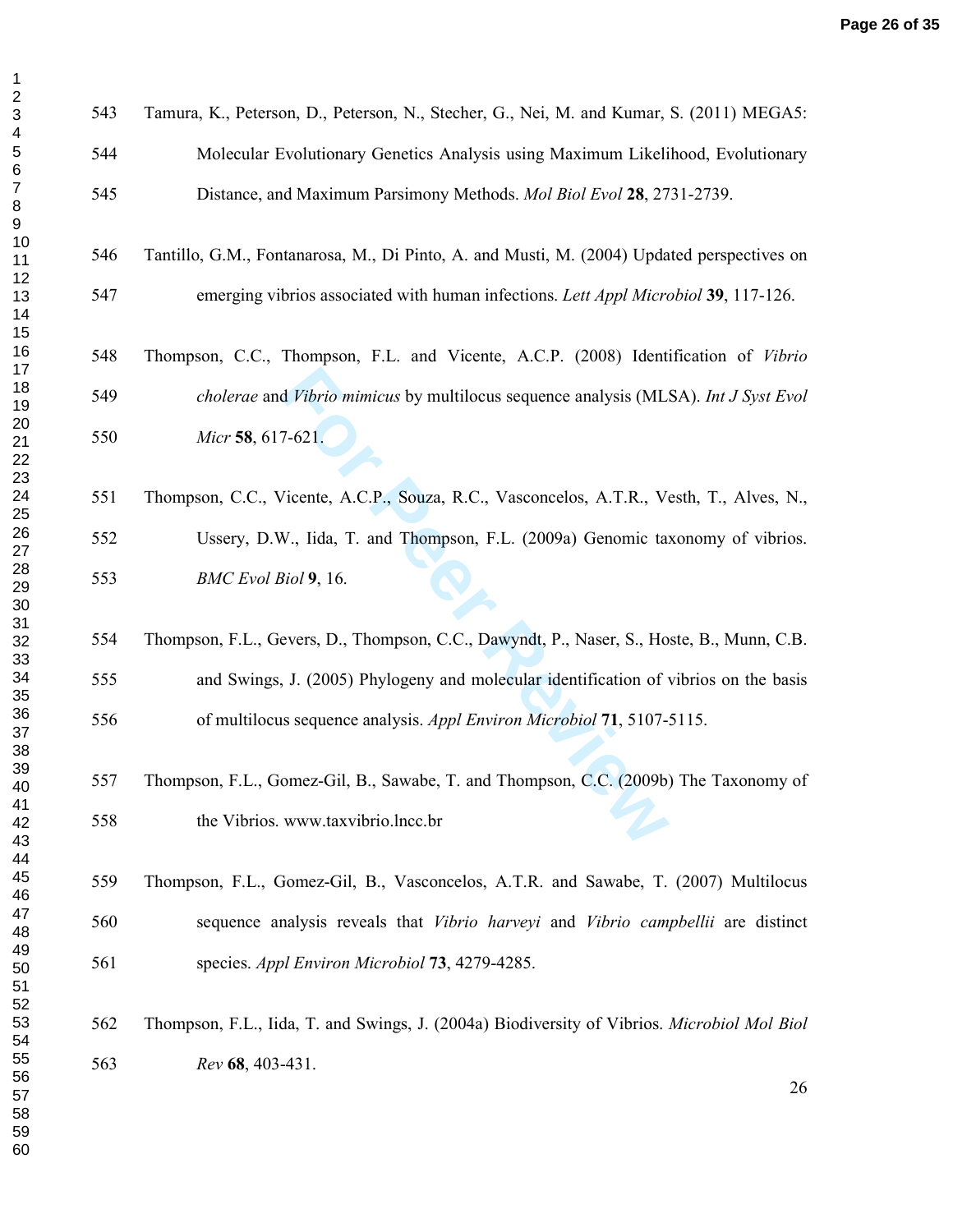Tamura, K., Peterson, D., Peterson, N., Stecher, G., Nei, M. and Kumar, S. (2011) MEGA5: Molecular Evolutionary Genetics Analysis using Maximum Likelihood, Evolutionary Distance, and Maximum Parsimony Methods. *Mol Biol Evol* **28**, 2731-2739.

Tantillo, G.M., Fontanarosa, M., Di Pinto, A. and Musti, M. (2004) Updated perspectives on emerging vibrios associated with human infections. *Lett Appl Microbiol* **39**, 117-126.

Thompson, C.C., Thompson, F.L. and Vicente, A.C.P. (2008) Identification of *Vibrio cholerae* and *Vibrio mimicus* by multilocus sequence analysis (MLSA). *Int J Syst Evol Micr* **58**, 617-621.

Thompson, C.C., Vicente, A.C.P., Souza, R.C., Vasconcelos, A.T.R., Vesth, T., Alves, N., Ussery, D.W., Iida, T. and Thompson, F.L. (2009a) Genomic taxonomy of vibrios. *BMC Evol Biol* **9**, 16.

Thompson, F.L., Gevers, D., Thompson, C.C., Dawyndt, P., Naser, S., Hoste, B., Munn, C.B. and Swings, J. (2005) Phylogeny and molecular identification of vibrios on the basis of multilocus sequence analysis. *Appl Environ Microbiol* **71**, 5107-5115.

Thompson, F.L., Gomez-Gil, B., Sawabe, T. and Thompson, C.C. (2009b) The Taxonomy of the Vibrios. www.taxvibrio.lncc.br

Thompson, F.L., Gomez-Gil, B., Vasconcelos, A.T.R. and Sawabe, T. (2007) Multilocus sequence analysis reveals that *Vibrio harveyi* and *Vibrio campbellii* are distinct species. *Appl Environ Microbiol* **73**, 4279-4285.

Thompson, F.L., Iida, T. and Swings, J. (2004a) Biodiversity of Vibrios. *Microbiol Mol Biol Rev* **68**, 403-431.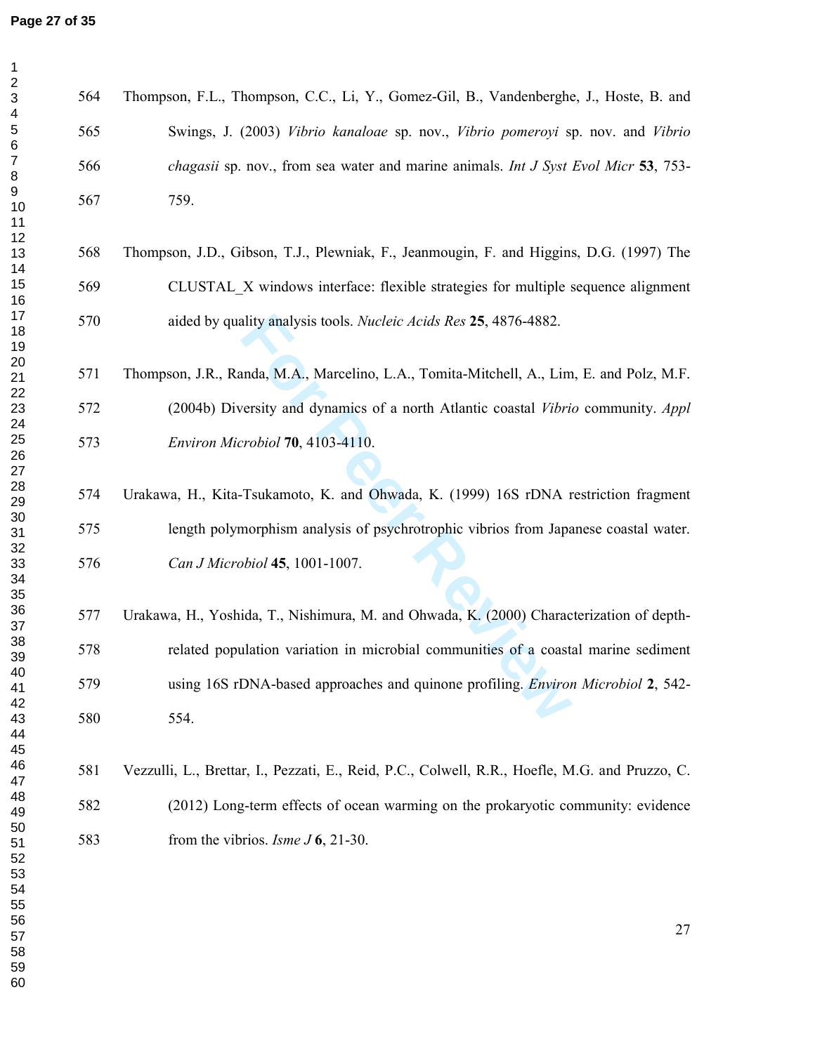Thompson, F.L., Thompson, C.C., Li, Y., Gomez-Gil, B., Vandenberghe, J., Hoste, B. and Swings, J. (2003) *Vibrio kanaloae* sp. nov., *Vibrio pomeroyi* sp. nov. and *Vibrio chagasii* sp. nov., from sea water and marine animals. *Int J Syst Evol Micr* **53**, 753-759.

Thompson, J.D., Gibson, T.J., Plewniak, F., Jeanmougin, F. and Higgins, D.G. (1997) The CLUSTAL_X windows interface: flexible strategies for multiple sequence alignment aided by quality analysis tools. *Nucleic Acids Res* **25**, 4876-4882.

Thompson, J.R., Randa, M.A., Marcelino, L.A., Tomita-Mitchell, A., Lim, E. and Polz, M.F. (2004b) Diversity and dynamics of a north Atlantic coastal *Vibrio* community. *Appl Environ Microbiol* **70**, 4103-4110.

Urakawa, H., Kita-Tsukamoto, K. and Ohwada, K. (1999) 16S rDNA restriction fragment length polymorphism analysis of psychrotrophic vibrios from Japanese coastal water. *Can J Microbiol* **45**, 1001-1007.

Urakawa, H., Yoshida, T., Nishimura, M. and Ohwada, K. (2000) Characterization of depth-related population variation in microbial communities of a coastal marine sediment using 16S rDNA-based approaches and quinone profiling. *Environ Microbiol* **2**, 542-554.

Vezzulli, L., Brettar, I., Pezzati, E., Reid, P.C., Colwell, R.R., Hoefle, M.G. and Pruzzo, C. (2012) Long-term effects of ocean warming on the prokaryotic community: evidence from the vibrios. *Isme J* **6**, 21-30.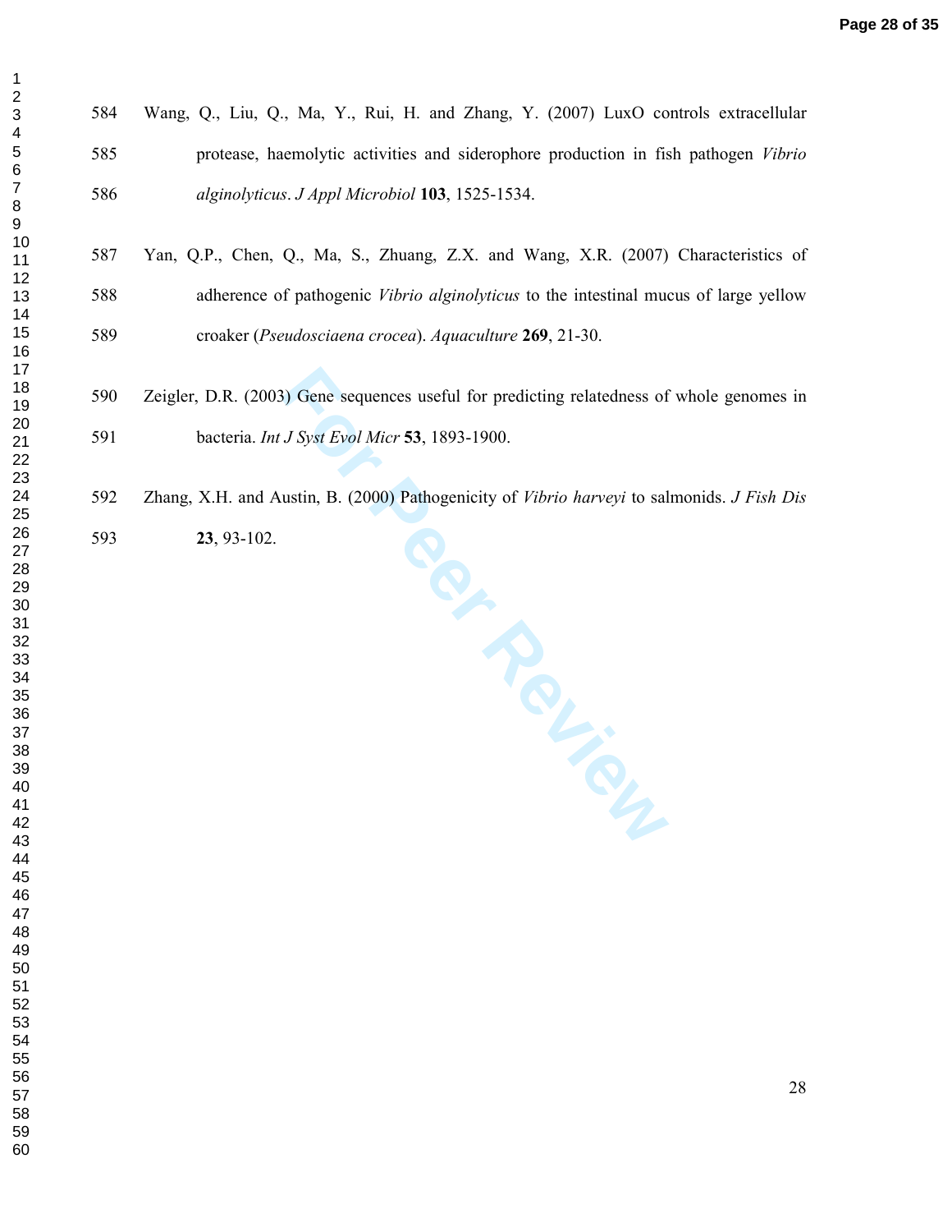Wang, Q., Liu, Q., Ma, Y., Rui, H. and Zhang, Y. (2007) LuxO controls extracellular protease, haemolytic activities and siderophore production in fish pathogen *Vibrio alginolyticus*. *J Appl Microbiol* **103**, 1525-1534.

Yan, Q.P., Chen, Q., Ma, S., Zhuang, Z.X. and Wang, X.R. (2007) Characteristics of adherence of pathogenic *Vibrio alginolyticus* to the intestinal mucus of large yellow croaker (*Pseudosciaena crocea*). *Aquaculture* **269**, 21-30.

Zeigler, D.R. (2003) Gene sequences useful for predicting relatedness of whole genomes in bacteria. *Int J Syst Evol Micr* **53**, 1893-1900.

Zhang, X.H. and Austin, B. (2000) Pathogenicity of *Vibrio harveyi* to salmonids. *J Fish Dis* **23**, 93-102.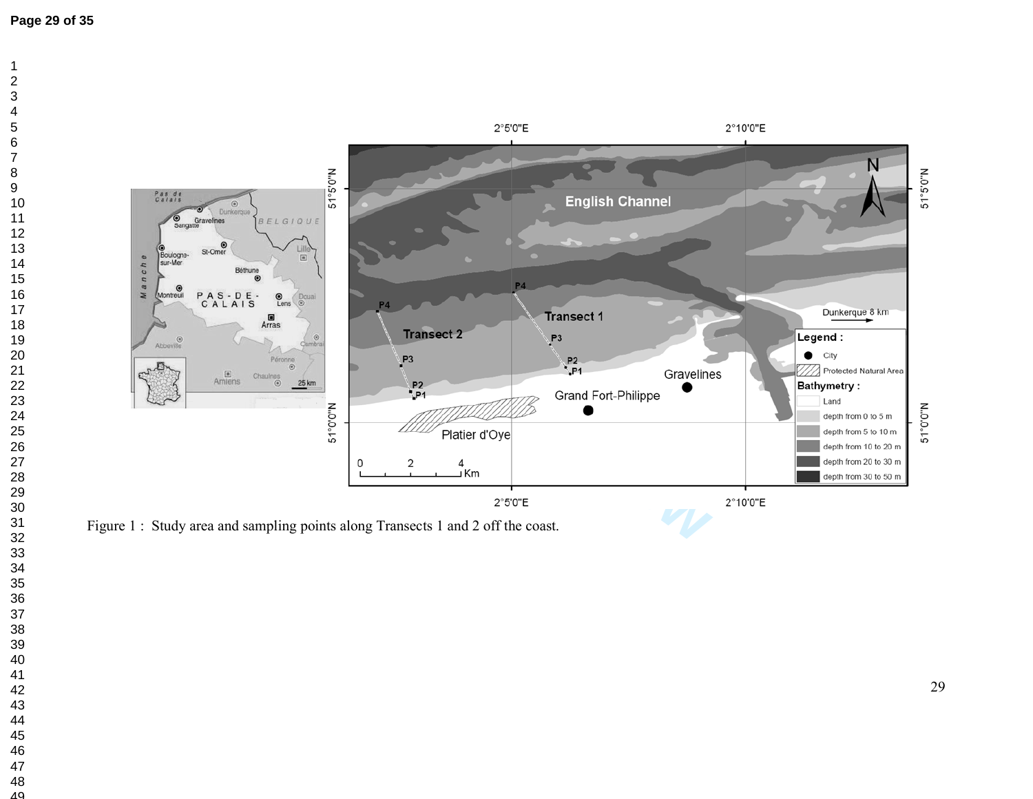Figure 1 : Study area and sampling points along Transects 1 and 2 off the coast.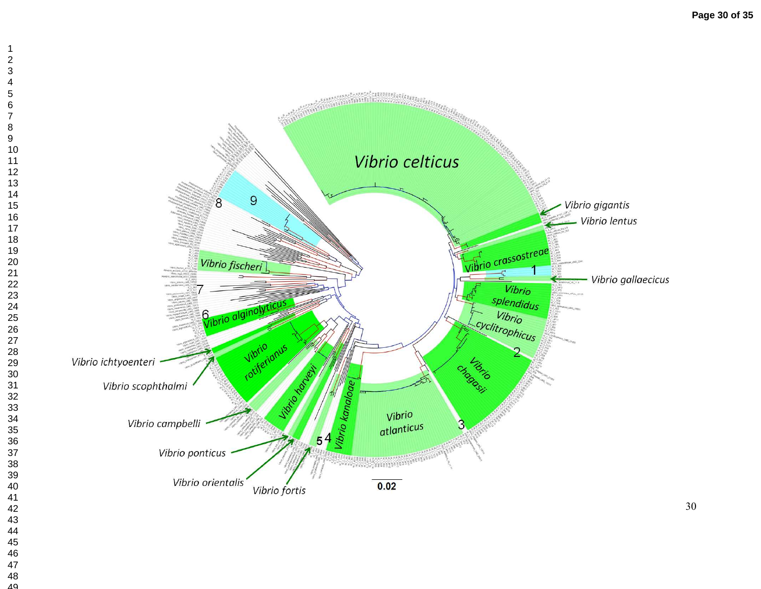*Vibrio celticus*

*Vibrio gigantis*

*Vibrio lentus*

*Vibrio crassostreae*

1

*Vibrio gallaecicus*

*Vibrio splendidus*

*Vibrio cyclitrophicus*

2

*Vibrio chagasii*

3

*Vibrio atlanticus*

*Vibrio kanaloae*

4

5

*Vibrio fortis*

*Vibrio orientalis*

*Vibrio ponticus*

*Vibrio harveyi*

*Vibrio campbelli*

*Vibrio rotiferianus*

*Vibrio scophthalmi*

*Vibrio ichtyoenteri*

6

*Vibrio alginolyticus*

7

*Vibrio fischeri*

8

9

0.02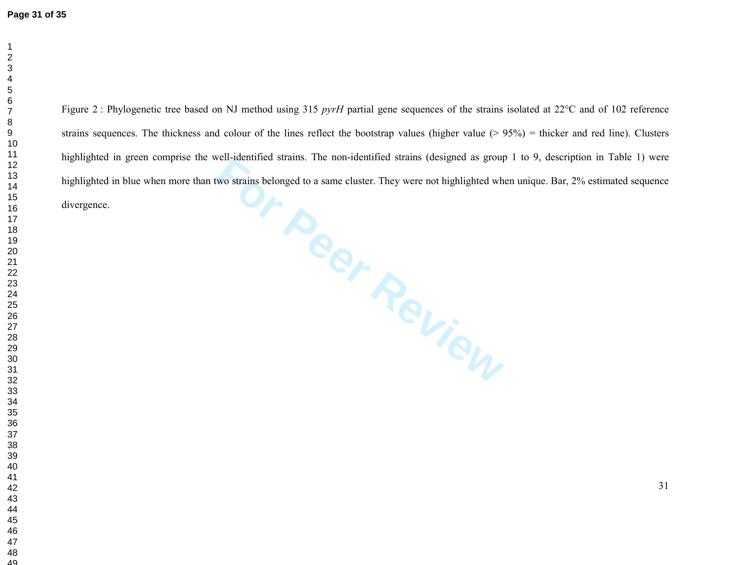Figure 2 : Phylogenetic tree based on NJ method using 315 *pyrH* partial gene sequences of the strains isolated at 22°C and of 102 reference strains sequences. The thickness and colour of the lines reflect the bootstrap values (higher value (> 95%) = thicker and red line). Clusters highlighted in green comprise the well-identified strains. The non-identified strains (designed as group 1 to 9, description in Table 1) were highlighted in blue when more than two strains belonged to a same cluster. They were not highlighted when unique. Bar, 2% estimated sequence divergence.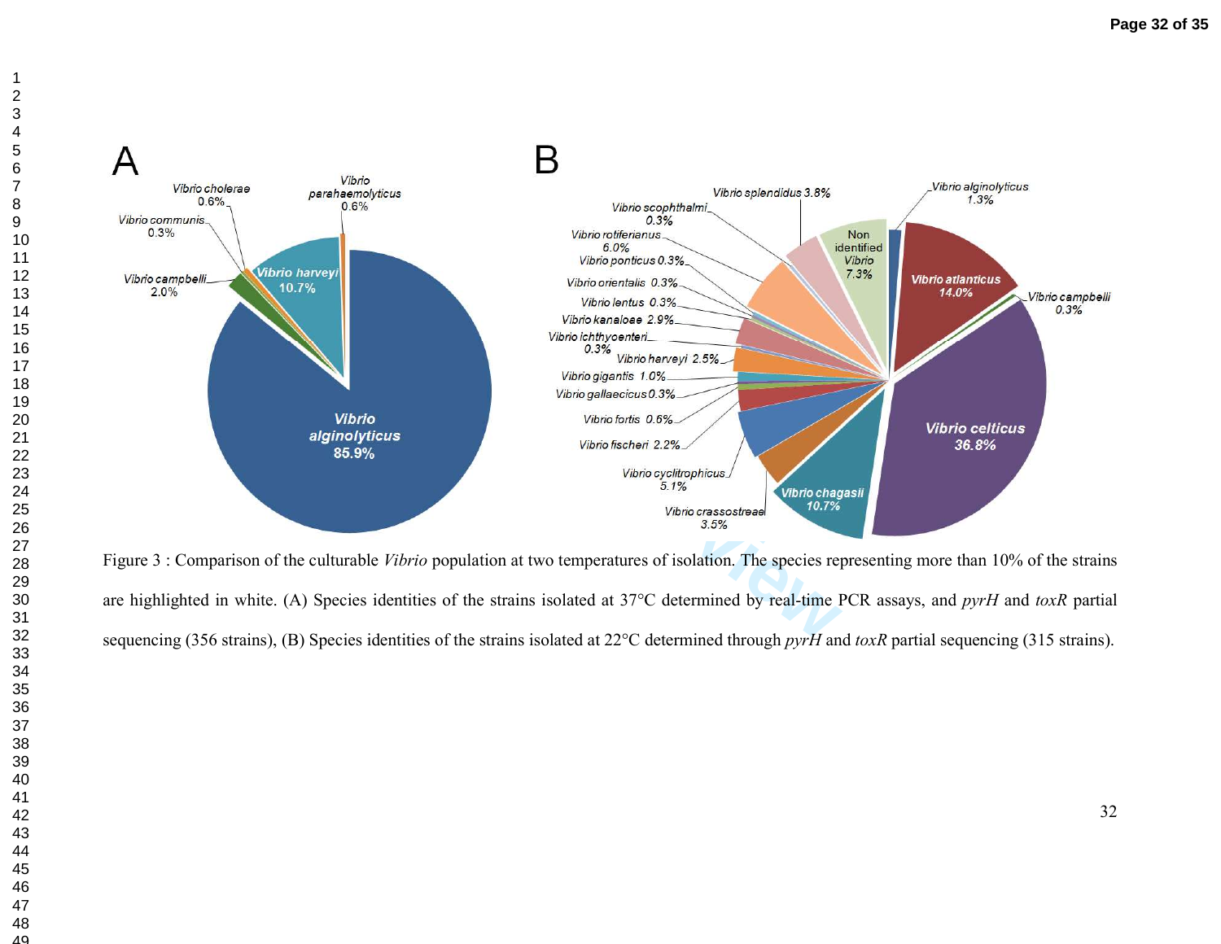Figure 3 : Comparison of the culturable *Vibrio* population at two temperatures of isolation. The species representing more than 10% of the strains are highlighted in white. (A) Species identities of the strains isolated at 37°C determined by real-time PCR assays, and *pyrH* and *toxR* partial sequencing (356 strains), (B) Species identities of the strains isolated at 22°C determined through *pyrH* and *toxR* partial sequencing (315 strains).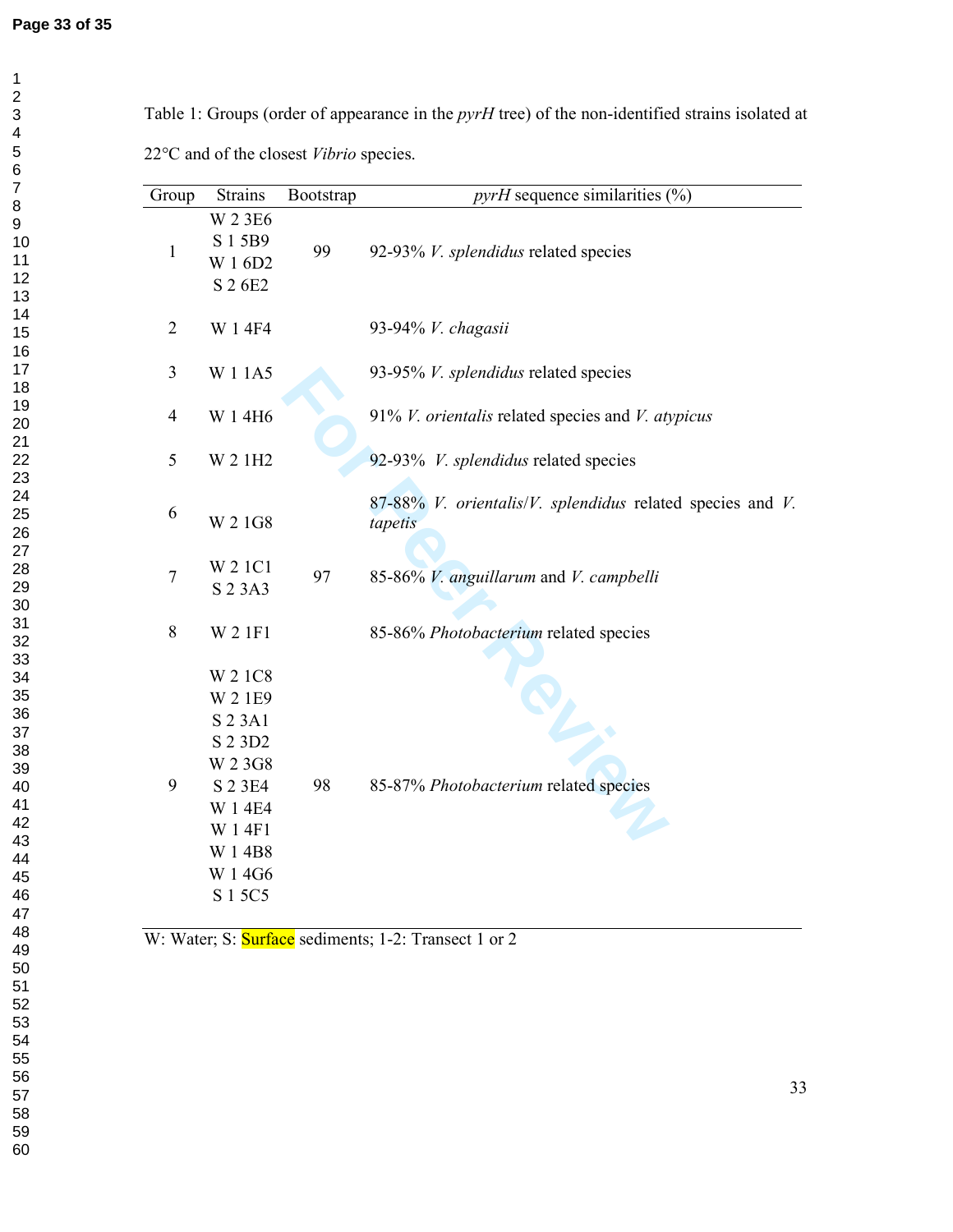Table 1: Groups (order of appearance in the *pyrH* tree) of the non-identified strains isolated at 22°C and of the closest *Vibrio* species.

| Group | Strains | Bootstrap | *pyrH* sequence similarities (%) |
|---|---|---|---|
| 1 | W 2 3E6<br>S 1 5B9<br>W 1 6D2<br>S 2 6E2 | 99 | 92-93% *V. splendidus* related species |
| 2 | W 1 4F4 | | 93-94% *V. chagasii* |
| 3 | W 1 1A5 | | 93-95% *V. splendidus* related species |
| 4 | W 1 4H6 | | 91% *V. orientalis* related species and *V. atypicus* |
| 5 | W 2 1H2 | | 92-93% *V. splendidus* related species |
| 6 | W 2 1G8 | | 87-88% *V. orientalis*/*V. splendidus* related species and *V. tapetis* |
| 7 | W 2 1C1<br>S 2 3A3 | 97 | 85-86% *V. anguillarum* and *V. campbelli* |
| 8 | W 2 1F1 | | 85-86% *Photobacterium* related species |
| 9 | W 2 1C8<br>W 2 1E9<br>S 2 3A1<br>S 2 3D2<br>W 2 3G8<br>S 2 3E4<br>W 1 4E4<br>W 1 4F1<br>W 1 4B8<br>W 1 4G6<br>S 1 5C5 | 98 | 85-87% *Photobacterium* related species |

W: Water; S: Surface sediments; 1-2: Transect 1 or 2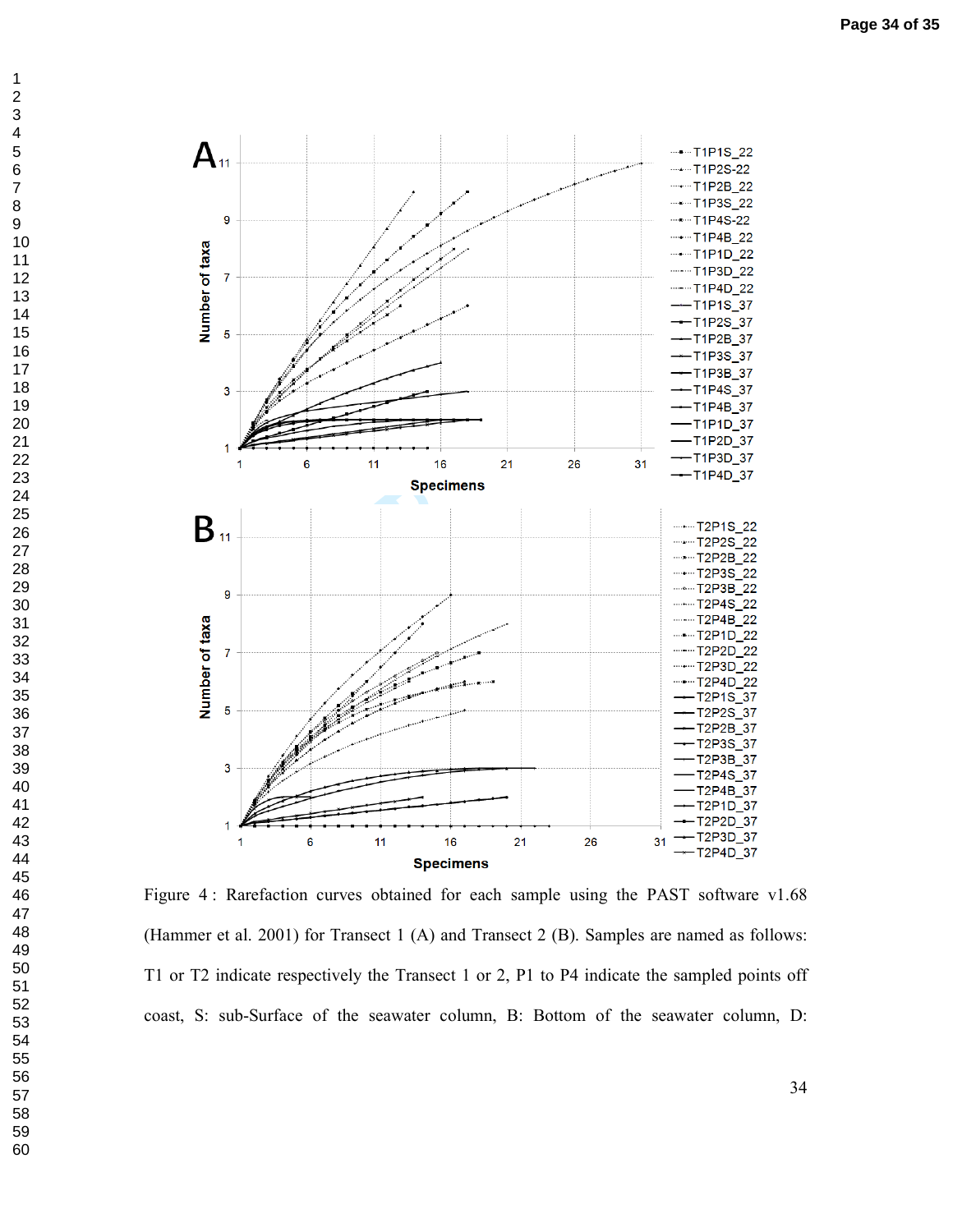A

Number of taxa

11
9
7
5
3
1

1 6 11 16 21 26 31

Specimens

T1P1S_22
T1P2S-22
T1P2B_22
T1P3S_22
T1P4S-22
T1P4B_22
T1P1D_22
T1P3D_22
T1P4D_22
T1P1S_37
T1P2S_37
T1P2B_37
T1P3S_37
T1P3B_37
T1P4S_37
T1P4B_37
T1P1D_37
T1P2D_37
T1P3D_37
T1P4D_37

B

Number of taxa

11
9
7
5
3
1

1 6 11 16 21 26 31

Specimens

T2P1S_22
T2P2S_22
T2P2B_22
T2P3S_22
T2P3B_22
T2P4S_22
T2P4B_22
T2P1D_22
T2P2D_22
T2P3D_22
T2P4D_22
T2P1S_37
T2P2S_37
T2P2B_37
T2P3S_37
T2P3B_37
T2P4S_37
T2P4B_37
T2P1D_37
T2P2D_37
T2P3D_37
T2P4D_37

Figure 4 : Rarefaction curves obtained for each sample using the PAST software v1.68 (Hammer et al. 2001) for Transect 1 (A) and Transect 2 (B). Samples are named as follows: T1 or T2 indicate respectively the Transect 1 or 2, P1 to P4 indicate the sampled points off coast, S: sub-Surface of the seawater column, B: Bottom of the seawater column, D: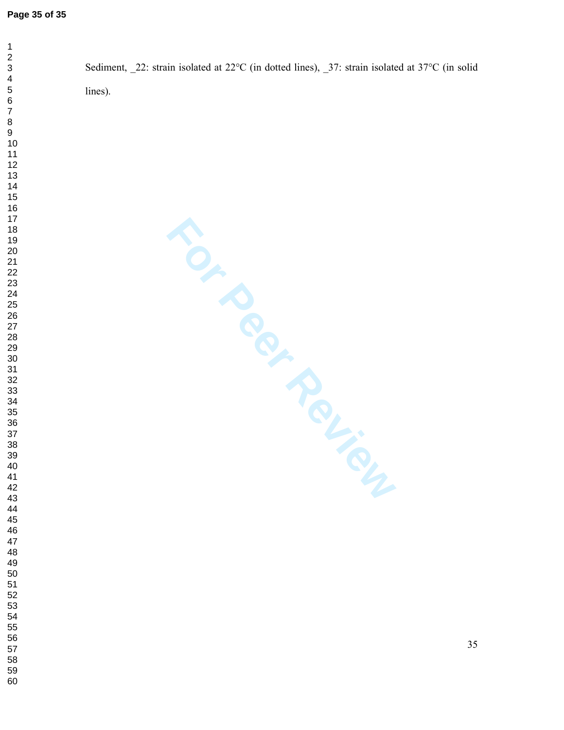Sediment, _22: strain isolated at 22°C (in dotted lines), _37: strain isolated at 37°C (in solid lines).